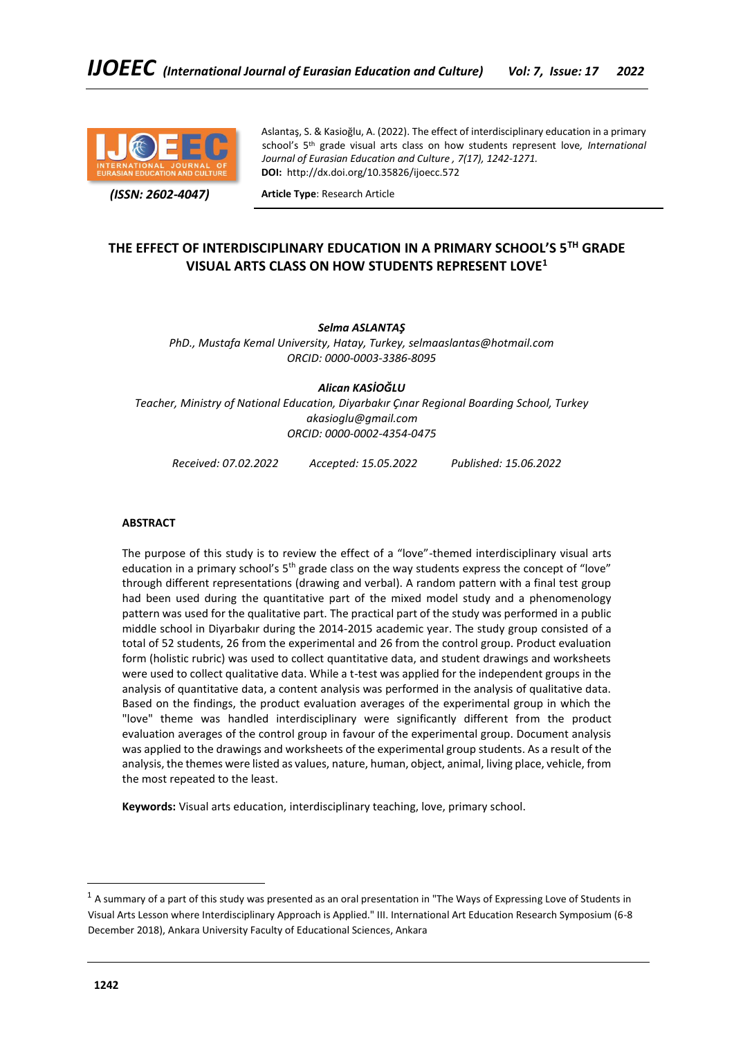Aslantaş, S. & Kasioğlu, A. (2022). The effect of interdisciplinary education in a primary school's 5th grade visual arts class on how students represent love, *International Journal of Eurasian Education and Culture , 7(17), 1242-1271.*
**DOI:** http://dx.doi.org/10.35826/ijoecc.572

*(ISSN: 2602-4047)*

**Article Type**: Research Article

# THE EFFECT OF INTERDISCIPLINARY EDUCATION IN A PRIMARY SCHOOL'S 5TH GRADE VISUAL ARTS CLASS ON HOW STUDENTS REPRESENT LOVE[1]

***Selma ASLANTAŞ***
*PhD., Mustafa Kemal University, Hatay, Turkey, selmaaslantas@hotmail.com*
*ORCID: 0000-0003-3386-8095*

***Alican KASİOĞLU***
*Teacher, Ministry of National Education, Diyarbakır Çınar Regional Boarding School, Turkey*
*akasioglu@gmail.com*
*ORCID: 0000-0002-4354-0475*

*Received: 07.02.2022* *Accepted: 15.05.2022* *Published: 15.06.2022*

## ABSTRACT

The purpose of this study is to review the effect of a "love"-themed interdisciplinary visual arts education in a primary school's 5th grade class on the way students express the concept of "love" through different representations (drawing and verbal). A random pattern with a final test group had been used during the quantitative part of the mixed model study and a phenomenology pattern was used for the qualitative part. The practical part of the study was performed in a public middle school in Diyarbakır during the 2014-2015 academic year. The study group consisted of a total of 52 students, 26 from the experimental and 26 from the control group. Product evaluation form (holistic rubric) was used to collect quantitative data, and student drawings and worksheets were used to collect qualitative data. While a t-test was applied for the independent groups in the analysis of quantitative data, a content analysis was performed in the analysis of qualitative data. Based on the findings, the product evaluation averages of the experimental group in which the "love" theme was handled interdisciplinary were significantly different from the product evaluation averages of the control group in favour of the experimental group. Document analysis was applied to the drawings and worksheets of the experimental group students. As a result of the analysis, the themes were listed as values, nature, human, object, animal, living place, vehicle, from the most repeated to the least.

**Keywords:** Visual arts education, interdisciplinary teaching, love, primary school.

---

[1] A summary of a part of this study was presented as an oral presentation in "The Ways of Expressing Love of Students in Visual Arts Lesson where Interdisciplinary Approach is Applied." III. International Art Education Research Symposium (6-8 December 2018), Ankara University Faculty of Educational Sciences, Ankara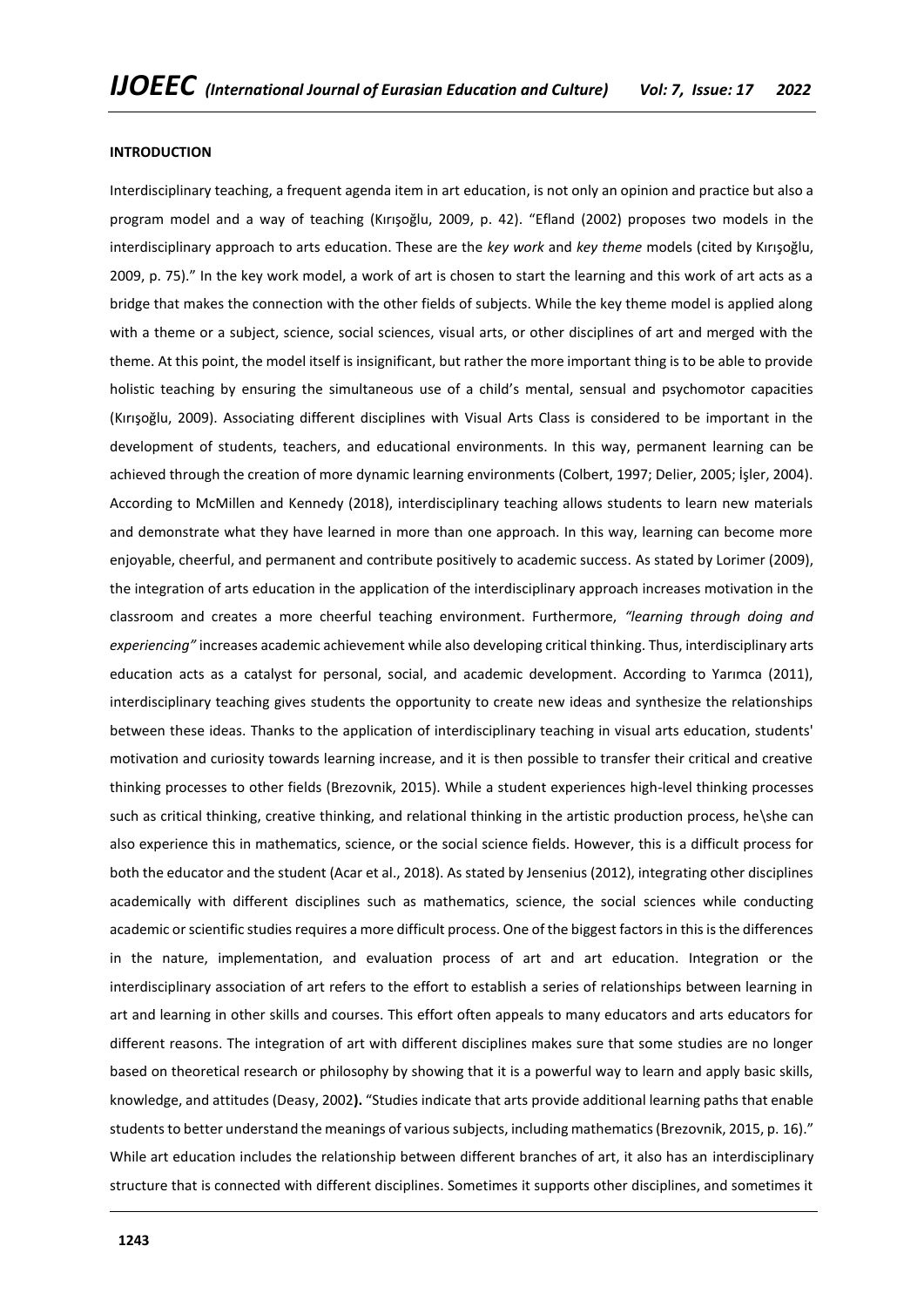**INTRODUCTION**

Interdisciplinary teaching, a frequent agenda item in art education, is not only an opinion and practice but also a program model and a way of teaching (Kırışoğlu, 2009, p. 42). "Efland (2002) proposes two models in the interdisciplinary approach to arts education. These are the *key work* and *key theme* models (cited by Kırışoğlu, 2009, p. 75)." In the key work model, a work of art is chosen to start the learning and this work of art acts as a bridge that makes the connection with the other fields of subjects. While the key theme model is applied along with a theme or a subject, science, social sciences, visual arts, or other disciplines of art and merged with the theme. At this point, the model itself is insignificant, but rather the more important thing is to be able to provide holistic teaching by ensuring the simultaneous use of a child's mental, sensual and psychomotor capacities (Kırışoğlu, 2009). Associating different disciplines with Visual Arts Class is considered to be important in the development of students, teachers, and educational environments. In this way, permanent learning can be achieved through the creation of more dynamic learning environments (Colbert, 1997; Delier, 2005; İşler, 2004). According to McMillen and Kennedy (2018), interdisciplinary teaching allows students to learn new materials and demonstrate what they have learned in more than one approach. In this way, learning can become more enjoyable, cheerful, and permanent and contribute positively to academic success. As stated by Lorimer (2009), the integration of arts education in the application of the interdisciplinary approach increases motivation in the classroom and creates a more cheerful teaching environment. Furthermore, *"learning through doing and experiencing"* increases academic achievement while also developing critical thinking. Thus, interdisciplinary arts education acts as a catalyst for personal, social, and academic development. According to Yarımca (2011), interdisciplinary teaching gives students the opportunity to create new ideas and synthesize the relationships between these ideas. Thanks to the application of interdisciplinary teaching in visual arts education, students' motivation and curiosity towards learning increase, and it is then possible to transfer their critical and creative thinking processes to other fields (Brezovnik, 2015). While a student experiences high-level thinking processes such as critical thinking, creative thinking, and relational thinking in the artistic production process, he\she can also experience this in mathematics, science, or the social science fields. However, this is a difficult process for both the educator and the student (Acar et al., 2018). As stated by Jensenius (2012), integrating other disciplines academically with different disciplines such as mathematics, science, the social sciences while conducting academic or scientific studies requires a more difficult process. One of the biggest factors in this is the differences in the nature, implementation, and evaluation process of art and art education. Integration or the interdisciplinary association of art refers to the effort to establish a series of relationships between learning in art and learning in other skills and courses. This effort often appeals to many educators and arts educators for different reasons. The integration of art with different disciplines makes sure that some studies are no longer based on theoretical research or philosophy by showing that it is a powerful way to learn and apply basic skills, knowledge, and attitudes (Deasy, 2002**).** "Studies indicate that arts provide additional learning paths that enable students to better understand the meanings of various subjects, including mathematics (Brezovnik, 2015, p. 16)." While art education includes the relationship between different branches of art, it also has an interdisciplinary structure that is connected with different disciplines. Sometimes it supports other disciplines, and sometimes it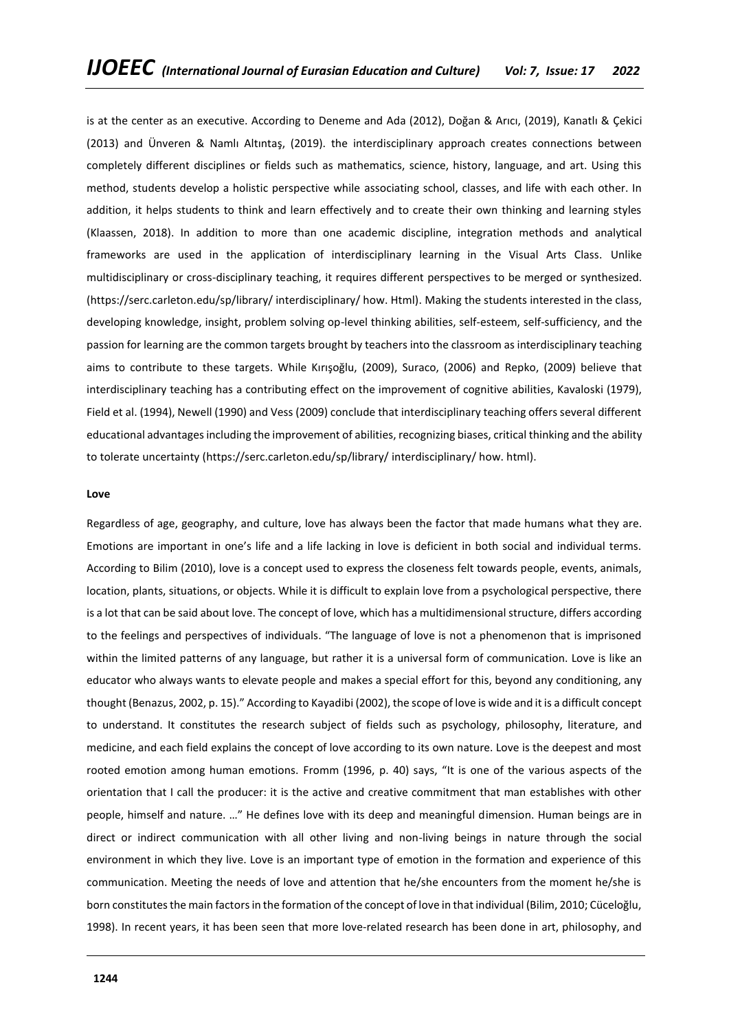is at the center as an executive. According to Deneme and Ada (2012), Doğan & Arıcı, (2019), Kanatlı & Çekici (2013) and Ünveren & Namlı Altıntaş, (2019). the interdisciplinary approach creates connections between completely different disciplines or fields such as mathematics, science, history, language, and art. Using this method, students develop a holistic perspective while associating school, classes, and life with each other. In addition, it helps students to think and learn effectively and to create their own thinking and learning styles (Klaassen, 2018). In addition to more than one academic discipline, integration methods and analytical frameworks are used in the application of interdisciplinary learning in the Visual Arts Class. Unlike multidisciplinary or cross-disciplinary teaching, it requires different perspectives to be merged or synthesized. (https://serc.carleton.edu/sp/library/ interdisciplinary/ how. Html). Making the students interested in the class, developing knowledge, insight, problem solving op-level thinking abilities, self-esteem, self-sufficiency, and the passion for learning are the common targets brought by teachers into the classroom as interdisciplinary teaching aims to contribute to these targets. While Kırışoğlu, (2009), Suraco, (2006) and Repko, (2009) believe that interdisciplinary teaching has a contributing effect on the improvement of cognitive abilities, Kavaloski (1979), Field et al. (1994), Newell (1990) and Vess (2009) conclude that interdisciplinary teaching offers several different educational advantages including the improvement of abilities, recognizing biases, critical thinking and the ability to tolerate uncertainty (https://serc.carleton.edu/sp/library/ interdisciplinary/ how. html).

**Love**

Regardless of age, geography, and culture, love has always been the factor that made humans what they are. Emotions are important in one's life and a life lacking in love is deficient in both social and individual terms. According to Bilim (2010), love is a concept used to express the closeness felt towards people, events, animals, location, plants, situations, or objects. While it is difficult to explain love from a psychological perspective, there is a lot that can be said about love. The concept of love, which has a multidimensional structure, differs according to the feelings and perspectives of individuals. "The language of love is not a phenomenon that is imprisoned within the limited patterns of any language, but rather it is a universal form of communication. Love is like an educator who always wants to elevate people and makes a special effort for this, beyond any conditioning, any thought (Benazus, 2002, p. 15)." According to Kayadibi (2002), the scope of love is wide and it is a difficult concept to understand. It constitutes the research subject of fields such as psychology, philosophy, literature, and medicine, and each field explains the concept of love according to its own nature. Love is the deepest and most rooted emotion among human emotions. Fromm (1996, p. 40) says, "It is one of the various aspects of the orientation that I call the producer: it is the active and creative commitment that man establishes with other people, himself and nature. …" He defines love with its deep and meaningful dimension. Human beings are in direct or indirect communication with all other living and non-living beings in nature through the social environment in which they live. Love is an important type of emotion in the formation and experience of this communication. Meeting the needs of love and attention that he/she encounters from the moment he/she is born constitutes the main factors in the formation of the concept of love in that individual (Bilim, 2010; Cüceloğlu, 1998). In recent years, it has been seen that more love-related research has been done in art, philosophy, and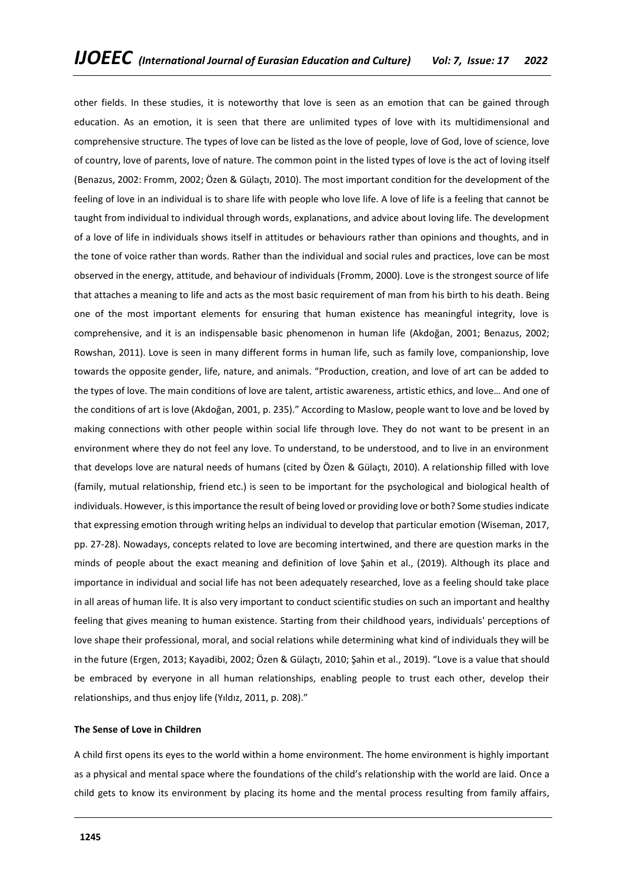other fields. In these studies, it is noteworthy that love is seen as an emotion that can be gained through education. As an emotion, it is seen that there are unlimited types of love with its multidimensional and comprehensive structure. The types of love can be listed as the love of people, love of God, love of science, love of country, love of parents, love of nature. The common point in the listed types of love is the act of loving itself (Benazus, 2002: Fromm, 2002; Özen & Gülaçtı, 2010). The most important condition for the development of the feeling of love in an individual is to share life with people who love life. A love of life is a feeling that cannot be taught from individual to individual through words, explanations, and advice about loving life. The development of a love of life in individuals shows itself in attitudes or behaviours rather than opinions and thoughts, and in the tone of voice rather than words. Rather than the individual and social rules and practices, love can be most observed in the energy, attitude, and behaviour of individuals (Fromm, 2000). Love is the strongest source of life that attaches a meaning to life and acts as the most basic requirement of man from his birth to his death. Being one of the most important elements for ensuring that human existence has meaningful integrity, love is comprehensive, and it is an indispensable basic phenomenon in human life (Akdoğan, 2001; Benazus, 2002; Rowshan, 2011). Love is seen in many different forms in human life, such as family love, companionship, love towards the opposite gender, life, nature, and animals. "Production, creation, and love of art can be added to the types of love. The main conditions of love are talent, artistic awareness, artistic ethics, and love… And one of the conditions of art is love (Akdoğan, 2001, p. 235)." According to Maslow, people want to love and be loved by making connections with other people within social life through love. They do not want to be present in an environment where they do not feel any love. To understand, to be understood, and to live in an environment that develops love are natural needs of humans (cited by Özen & Gülaçtı, 2010). A relationship filled with love (family, mutual relationship, friend etc.) is seen to be important for the psychological and biological health of individuals. However, is this importance the result of being loved or providing love or both? Some studies indicate that expressing emotion through writing helps an individual to develop that particular emotion (Wiseman, 2017, pp. 27-28). Nowadays, concepts related to love are becoming intertwined, and there are question marks in the minds of people about the exact meaning and definition of love Şahin et al., (2019). Although its place and importance in individual and social life has not been adequately researched, love as a feeling should take place in all areas of human life. It is also very important to conduct scientific studies on such an important and healthy feeling that gives meaning to human existence. Starting from their childhood years, individuals' perceptions of love shape their professional, moral, and social relations while determining what kind of individuals they will be in the future (Ergen, 2013; Kayadibi, 2002; Özen & Gülaçtı, 2010; Şahin et al., 2019). "Love is a value that should be embraced by everyone in all human relationships, enabling people to trust each other, develop their relationships, and thus enjoy life (Yıldız, 2011, p. 208)."

**The Sense of Love in Children**

A child first opens its eyes to the world within a home environment. The home environment is highly important as a physical and mental space where the foundations of the child's relationship with the world are laid. Once a child gets to know its environment by placing its home and the mental process resulting from family affairs,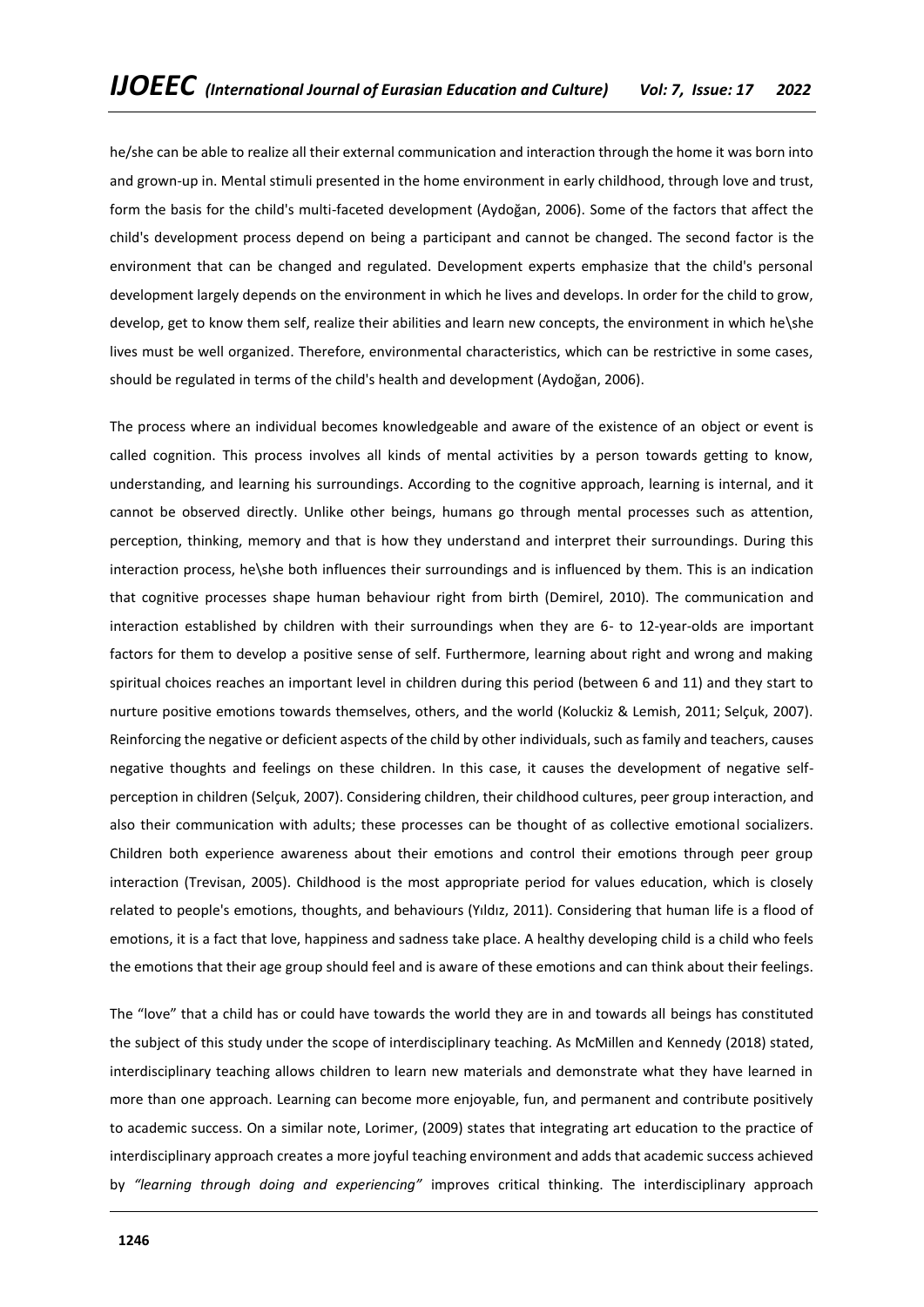he/she can be able to realize all their external communication and interaction through the home it was born into and grown-up in. Mental stimuli presented in the home environment in early childhood, through love and trust, form the basis for the child's multi-faceted development (Aydoğan, 2006). Some of the factors that affect the child's development process depend on being a participant and cannot be changed. The second factor is the environment that can be changed and regulated. Development experts emphasize that the child's personal development largely depends on the environment in which he lives and develops. In order for the child to grow, develop, get to know them self, realize their abilities and learn new concepts, the environment in which he\she lives must be well organized. Therefore, environmental characteristics, which can be restrictive in some cases, should be regulated in terms of the child's health and development (Aydoğan, 2006).

The process where an individual becomes knowledgeable and aware of the existence of an object or event is called cognition. This process involves all kinds of mental activities by a person towards getting to know, understanding, and learning his surroundings. According to the cognitive approach, learning is internal, and it cannot be observed directly. Unlike other beings, humans go through mental processes such as attention, perception, thinking, memory and that is how they understand and interpret their surroundings. During this interaction process, he\she both influences their surroundings and is influenced by them. This is an indication that cognitive processes shape human behaviour right from birth (Demirel, 2010). The communication and interaction established by children with their surroundings when they are 6- to 12-year-olds are important factors for them to develop a positive sense of self. Furthermore, learning about right and wrong and making spiritual choices reaches an important level in children during this period (between 6 and 11) and they start to nurture positive emotions towards themselves, others, and the world (Koluckiz & Lemish, 2011; Selçuk, 2007). Reinforcing the negative or deficient aspects of the child by other individuals, such as family and teachers, causes negative thoughts and feelings on these children. In this case, it causes the development of negative self-perception in children (Selçuk, 2007). Considering children, their childhood cultures, peer group interaction, and also their communication with adults; these processes can be thought of as collective emotional socializers. Children both experience awareness about their emotions and control their emotions through peer group interaction (Trevisan, 2005). Childhood is the most appropriate period for values education, which is closely related to people's emotions, thoughts, and behaviours (Yıldız, 2011). Considering that human life is a flood of emotions, it is a fact that love, happiness and sadness take place. A healthy developing child is a child who feels the emotions that their age group should feel and is aware of these emotions and can think about their feelings.

The "love" that a child has or could have towards the world they are in and towards all beings has constituted the subject of this study under the scope of interdisciplinary teaching. As McMillen and Kennedy (2018) stated, interdisciplinary teaching allows children to learn new materials and demonstrate what they have learned in more than one approach. Learning can become more enjoyable, fun, and permanent and contribute positively to academic success. On a similar note, Lorimer, (2009) states that integrating art education to the practice of interdisciplinary approach creates a more joyful teaching environment and adds that academic success achieved by *"learning through doing and experiencing"* improves critical thinking. The interdisciplinary approach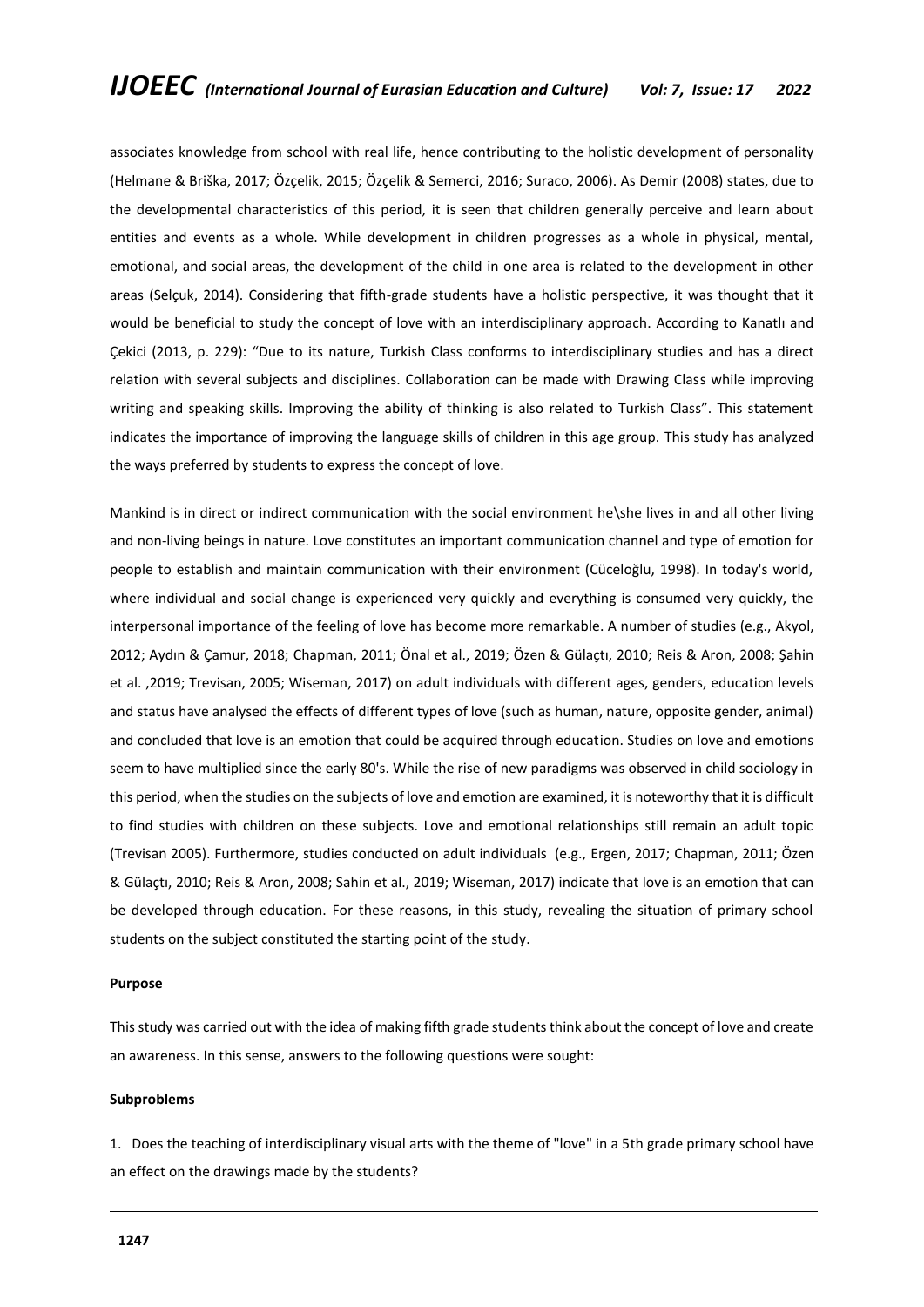associates knowledge from school with real life, hence contributing to the holistic development of personality (Helmane & Briška, 2017; Özçelik, 2015; Özçelik & Semerci, 2016; Suraco, 2006). As Demir (2008) states, due to the developmental characteristics of this period, it is seen that children generally perceive and learn about entities and events as a whole. While development in children progresses as a whole in physical, mental, emotional, and social areas, the development of the child in one area is related to the development in other areas (Selçuk, 2014). Considering that fifth-grade students have a holistic perspective, it was thought that it would be beneficial to study the concept of love with an interdisciplinary approach. According to Kanatlı and Çekici (2013, p. 229): "Due to its nature, Turkish Class conforms to interdisciplinary studies and has a direct relation with several subjects and disciplines. Collaboration can be made with Drawing Class while improving writing and speaking skills. Improving the ability of thinking is also related to Turkish Class". This statement indicates the importance of improving the language skills of children in this age group. This study has analyzed the ways preferred by students to express the concept of love.

Mankind is in direct or indirect communication with the social environment he\she lives in and all other living and non-living beings in nature. Love constitutes an important communication channel and type of emotion for people to establish and maintain communication with their environment (Cüceloğlu, 1998). In today's world, where individual and social change is experienced very quickly and everything is consumed very quickly, the interpersonal importance of the feeling of love has become more remarkable. A number of studies (e.g., Akyol, 2012; Aydın & Çamur, 2018; Chapman, 2011; Önal et al., 2019; Özen & Gülaçtı, 2010; Reis & Aron, 2008; Şahin et al. ,2019; Trevisan, 2005; Wiseman, 2017) on adult individuals with different ages, genders, education levels and status have analysed the effects of different types of love (such as human, nature, opposite gender, animal) and concluded that love is an emotion that could be acquired through education. Studies on love and emotions seem to have multiplied since the early 80's. While the rise of new paradigms was observed in child sociology in this period, when the studies on the subjects of love and emotion are examined, it is noteworthy that it is difficult to find studies with children on these subjects. Love and emotional relationships still remain an adult topic (Trevisan 2005). Furthermore, studies conducted on adult individuals (e.g., Ergen, 2017; Chapman, 2011; Özen & Gülaçtı, 2010; Reis & Aron, 2008; Sahin et al., 2019; Wiseman, 2017) indicate that love is an emotion that can be developed through education. For these reasons, in this study, revealing the situation of primary school students on the subject constituted the starting point of the study.

**Purpose**

This study was carried out with the idea of making fifth grade students think about the concept of love and create an awareness. In this sense, answers to the following questions were sought:

**Subproblems**

1. Does the teaching of interdisciplinary visual arts with the theme of "love" in a 5th grade primary school have an effect on the drawings made by the students?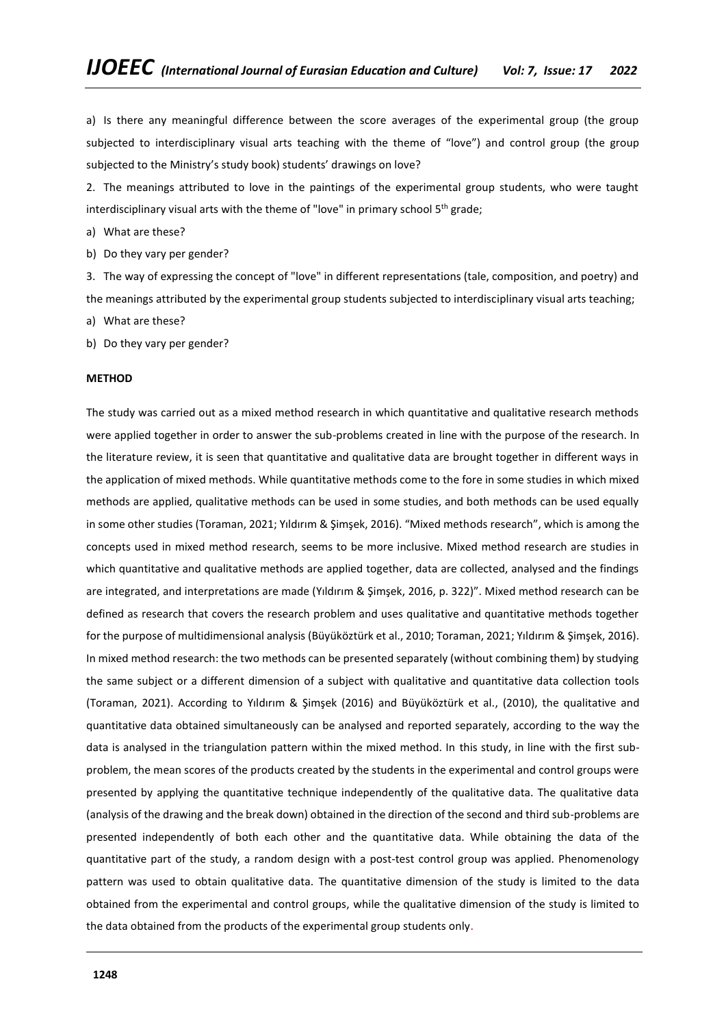a) Is there any meaningful difference between the score averages of the experimental group (the group subjected to interdisciplinary visual arts teaching with the theme of "love") and control group (the group subjected to the Ministry's study book) students' drawings on love?

2. The meanings attributed to love in the paintings of the experimental group students, who were taught interdisciplinary visual arts with the theme of "love" in primary school 5th grade;

a) What are these?

b) Do they vary per gender?

3. The way of expressing the concept of "love" in different representations (tale, composition, and poetry) and the meanings attributed by the experimental group students subjected to interdisciplinary visual arts teaching;

a) What are these?

b) Do they vary per gender?

**METHOD**

The study was carried out as a mixed method research in which quantitative and qualitative research methods were applied together in order to answer the sub-problems created in line with the purpose of the research. In the literature review, it is seen that quantitative and qualitative data are brought together in different ways in the application of mixed methods. While quantitative methods come to the fore in some studies in which mixed methods are applied, qualitative methods can be used in some studies, and both methods can be used equally in some other studies (Toraman, 2021; Yıldırım & Şimşek, 2016). "Mixed methods research", which is among the concepts used in mixed method research, seems to be more inclusive. Mixed method research are studies in which quantitative and qualitative methods are applied together, data are collected, analysed and the findings are integrated, and interpretations are made (Yıldırım & Şimşek, 2016, p. 322)". Mixed method research can be defined as research that covers the research problem and uses qualitative and quantitative methods together for the purpose of multidimensional analysis (Büyüköztürk et al., 2010; Toraman, 2021; Yıldırım & Şimşek, 2016). In mixed method research: the two methods can be presented separately (without combining them) by studying the same subject or a different dimension of a subject with qualitative and quantitative data collection tools (Toraman, 2021). According to Yıldırım & Şimşek (2016) and Büyüköztürk et al., (2010), the qualitative and quantitative data obtained simultaneously can be analysed and reported separately, according to the way the data is analysed in the triangulation pattern within the mixed method. In this study, in line with the first sub-problem, the mean scores of the products created by the students in the experimental and control groups were presented by applying the quantitative technique independently of the qualitative data. The qualitative data (analysis of the drawing and the break down) obtained in the direction of the second and third sub-problems are presented independently of both each other and the quantitative data. While obtaining the data of the quantitative part of the study, a random design with a post-test control group was applied. Phenomenology pattern was used to obtain qualitative data. The quantitative dimension of the study is limited to the data obtained from the experimental and control groups, while the qualitative dimension of the study is limited to the data obtained from the products of the experimental group students only.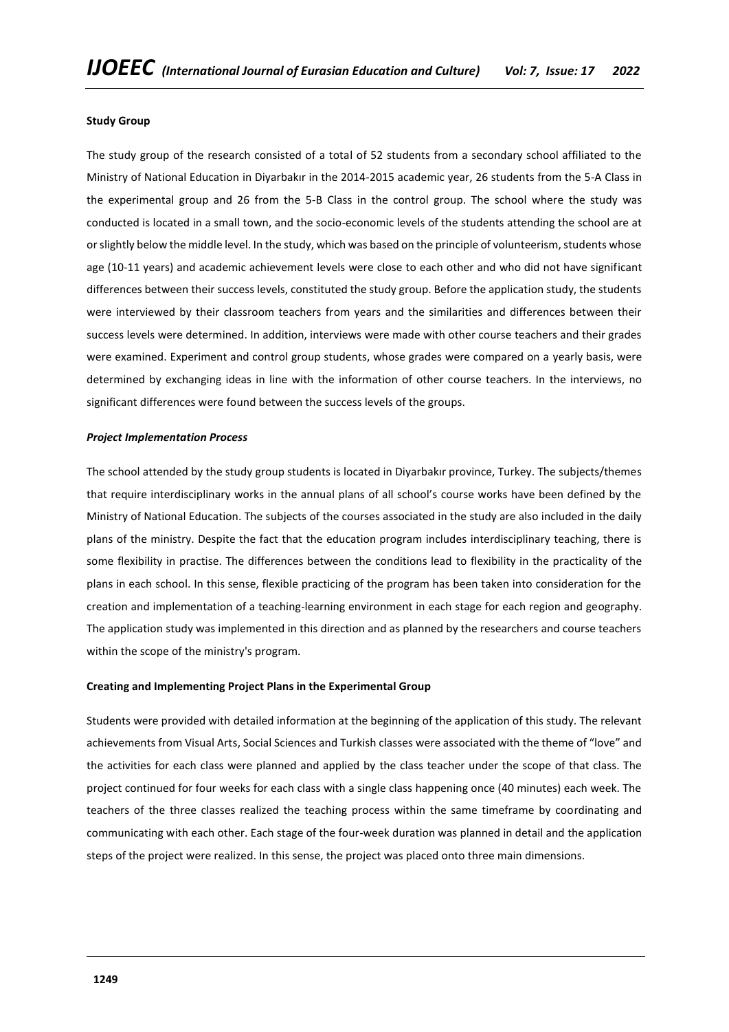**Study Group**

The study group of the research consisted of a total of 52 students from a secondary school affiliated to the Ministry of National Education in Diyarbakır in the 2014-2015 academic year, 26 students from the 5-A Class in the experimental group and 26 from the 5-B Class in the control group. The school where the study was conducted is located in a small town, and the socio-economic levels of the students attending the school are at or slightly below the middle level. In the study, which was based on the principle of volunteerism, students whose age (10-11 years) and academic achievement levels were close to each other and who did not have significant differences between their success levels, constituted the study group. Before the application study, the students were interviewed by their classroom teachers from years and the similarities and differences between their success levels were determined. In addition, interviews were made with other course teachers and their grades were examined. Experiment and control group students, whose grades were compared on a yearly basis, were determined by exchanging ideas in line with the information of other course teachers. In the interviews, no significant differences were found between the success levels of the groups.

***Project Implementation Process***

The school attended by the study group students is located in Diyarbakır province, Turkey. The subjects/themes that require interdisciplinary works in the annual plans of all school's course works have been defined by the Ministry of National Education. The subjects of the courses associated in the study are also included in the daily plans of the ministry. Despite the fact that the education program includes interdisciplinary teaching, there is some flexibility in practise. The differences between the conditions lead to flexibility in the practicality of the plans in each school. In this sense, flexible practicing of the program has been taken into consideration for the creation and implementation of a teaching-learning environment in each stage for each region and geography. The application study was implemented in this direction and as planned by the researchers and course teachers within the scope of the ministry's program.

**Creating and Implementing Project Plans in the Experimental Group**

Students were provided with detailed information at the beginning of the application of this study. The relevant achievements from Visual Arts, Social Sciences and Turkish classes were associated with the theme of "love" and the activities for each class were planned and applied by the class teacher under the scope of that class. The project continued for four weeks for each class with a single class happening once (40 minutes) each week. The teachers of the three classes realized the teaching process within the same timeframe by coordinating and communicating with each other. Each stage of the four-week duration was planned in detail and the application steps of the project were realized. In this sense, the project was placed onto three main dimensions.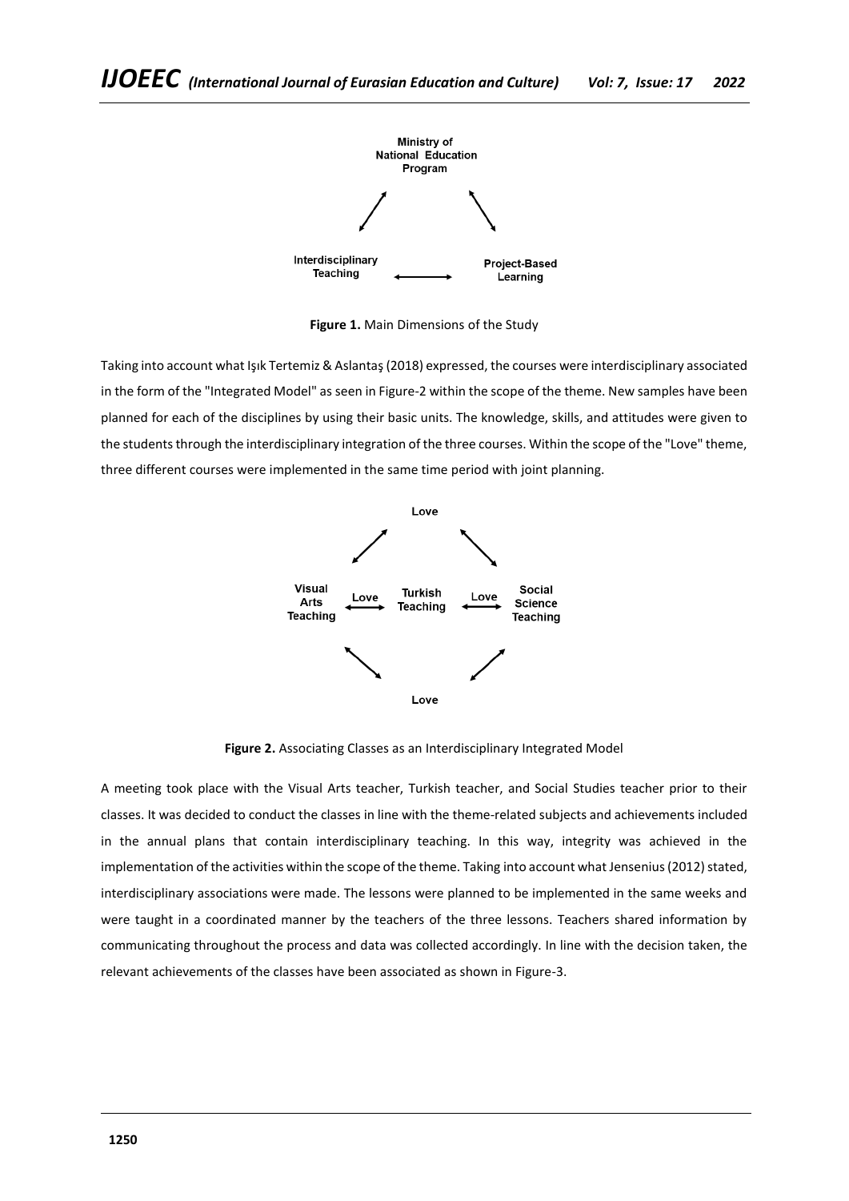Ministry of
National Education
Program

Interdisciplinary
Teaching

Project-Based
Learning

**Figure 1.** Main Dimensions of the Study

Taking into account what Işık Tertemiz & Aslantaş (2018) expressed, the courses were interdisciplinary associated in the form of the "Integrated Model" as seen in Figure-2 within the scope of the theme. New samples have been planned for each of the disciplines by using their basic units. The knowledge, skills, and attitudes were given to the students through the interdisciplinary integration of the three courses. Within the scope of the "Love" theme, three different courses were implemented in the same time period with joint planning.

Love

Visual
Arts
Teaching

Love

Turkish
Teaching

Love

Social
Science
Teaching

Love

**Figure 2.** Associating Classes as an Interdisciplinary Integrated Model

A meeting took place with the Visual Arts teacher, Turkish teacher, and Social Studies teacher prior to their classes. It was decided to conduct the classes in line with the theme-related subjects and achievements included in the annual plans that contain interdisciplinary teaching. In this way, integrity was achieved in the implementation of the activities within the scope of the theme. Taking into account what Jensenius (2012) stated, interdisciplinary associations were made. The lessons were planned to be implemented in the same weeks and were taught in a coordinated manner by the teachers of the three lessons. Teachers shared information by communicating throughout the process and data was collected accordingly. In line with the decision taken, the relevant achievements of the classes have been associated as shown in Figure-3.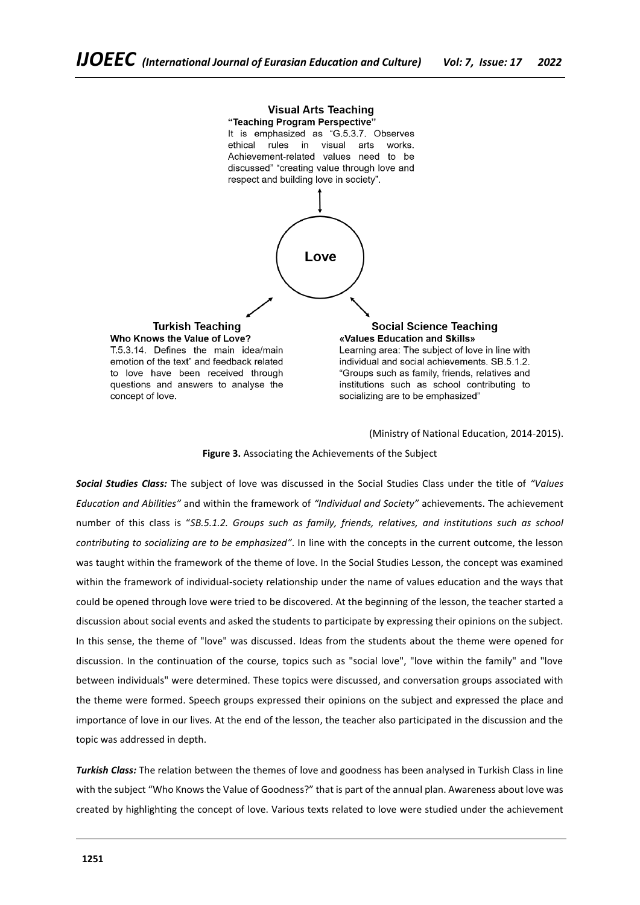**Visual Arts Teaching**

**"Teaching Program Perspective"**

It is emphasized as "G.5.3.7. Observes ethical rules in visual arts works. Achievement-related values need to be discussed" "creating value through love and respect and building love in society".

**Love**

**Turkish Teaching**

**Who Knows the Value of Love?**

T.5.3.14. Defines the main idea/main emotion of the text" and feedback related to love have been received through questions and answers to analyse the concept of love.

**Social Science Teaching**

**«Values Education and Skills»**

Learning area: The subject of love in line with individual and social achievements. SB.5.1.2. "Groups such as family, friends, relatives and institutions such as school contributing to socializing are to be emphasized"

(Ministry of National Education, 2014-2015).

**Figure 3.** Associating the Achievements of the Subject

***Social Studies Class:*** The subject of love was discussed in the Social Studies Class under the title of *"Values Education and Abilities"* and within the framework of *"Individual and Society"* achievements. The achievement number of this class is "*SB.5.1.2. Groups such as family, friends, relatives, and institutions such as school contributing to socializing are to be emphasized"*. In line with the concepts in the current outcome, the lesson was taught within the framework of the theme of love. In the Social Studies Lesson, the concept was examined within the framework of individual-society relationship under the name of values education and the ways that could be opened through love were tried to be discovered. At the beginning of the lesson, the teacher started a discussion about social events and asked the students to participate by expressing their opinions on the subject. In this sense, the theme of "love" was discussed. Ideas from the students about the theme were opened for discussion. In the continuation of the course, topics such as "social love", "love within the family" and "love between individuals" were determined. These topics were discussed, and conversation groups associated with the theme were formed. Speech groups expressed their opinions on the subject and expressed the place and importance of love in our lives. At the end of the lesson, the teacher also participated in the discussion and the topic was addressed in depth.

***Turkish Class:*** The relation between the themes of love and goodness has been analysed in Turkish Class in line with the subject "Who Knows the Value of Goodness?" that is part of the annual plan. Awareness about love was created by highlighting the concept of love. Various texts related to love were studied under the achievement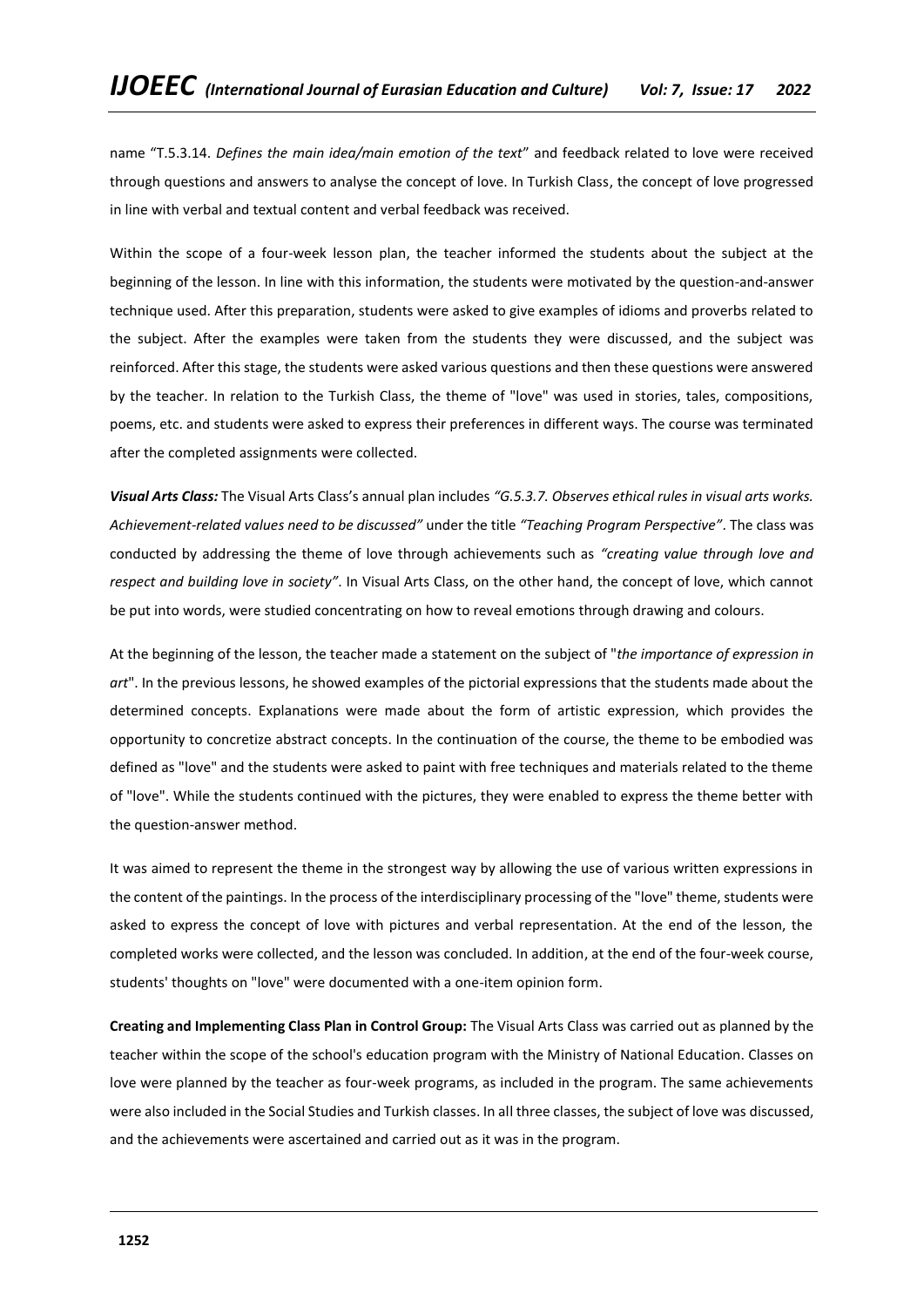name "T.5.3.14. *Defines the main idea/main emotion of the text*" and feedback related to love were received through questions and answers to analyse the concept of love. In Turkish Class, the concept of love progressed in line with verbal and textual content and verbal feedback was received.

Within the scope of a four-week lesson plan, the teacher informed the students about the subject at the beginning of the lesson. In line with this information, the students were motivated by the question-and-answer technique used. After this preparation, students were asked to give examples of idioms and proverbs related to the subject. After the examples were taken from the students they were discussed, and the subject was reinforced. After this stage, the students were asked various questions and then these questions were answered by the teacher. In relation to the Turkish Class, the theme of "love" was used in stories, tales, compositions, poems, etc. and students were asked to express their preferences in different ways. The course was terminated after the completed assignments were collected.

***Visual Arts Class:*** The Visual Arts Class's annual plan includes *"G.5.3.7. Observes ethical rules in visual arts works. Achievement-related values need to be discussed"* under the title *"Teaching Program Perspective"*. The class was conducted by addressing the theme of love through achievements such as *"creating value through love and respect and building love in society"*. In Visual Arts Class, on the other hand, the concept of love, which cannot be put into words, were studied concentrating on how to reveal emotions through drawing and colours.

At the beginning of the lesson, the teacher made a statement on the subject of "*the importance of expression in art*". In the previous lessons, he showed examples of the pictorial expressions that the students made about the determined concepts. Explanations were made about the form of artistic expression, which provides the opportunity to concretize abstract concepts. In the continuation of the course, the theme to be embodied was defined as "love" and the students were asked to paint with free techniques and materials related to the theme of "love". While the students continued with the pictures, they were enabled to express the theme better with the question-answer method.

It was aimed to represent the theme in the strongest way by allowing the use of various written expressions in the content of the paintings. In the process of the interdisciplinary processing of the "love" theme, students were asked to express the concept of love with pictures and verbal representation. At the end of the lesson, the completed works were collected, and the lesson was concluded. In addition, at the end of the four-week course, students' thoughts on "love" were documented with a one-item opinion form.

**Creating and Implementing Class Plan in Control Group:** The Visual Arts Class was carried out as planned by the teacher within the scope of the school's education program with the Ministry of National Education. Classes on love were planned by the teacher as four-week programs, as included in the program. The same achievements were also included in the Social Studies and Turkish classes. In all three classes, the subject of love was discussed, and the achievements were ascertained and carried out as it was in the program.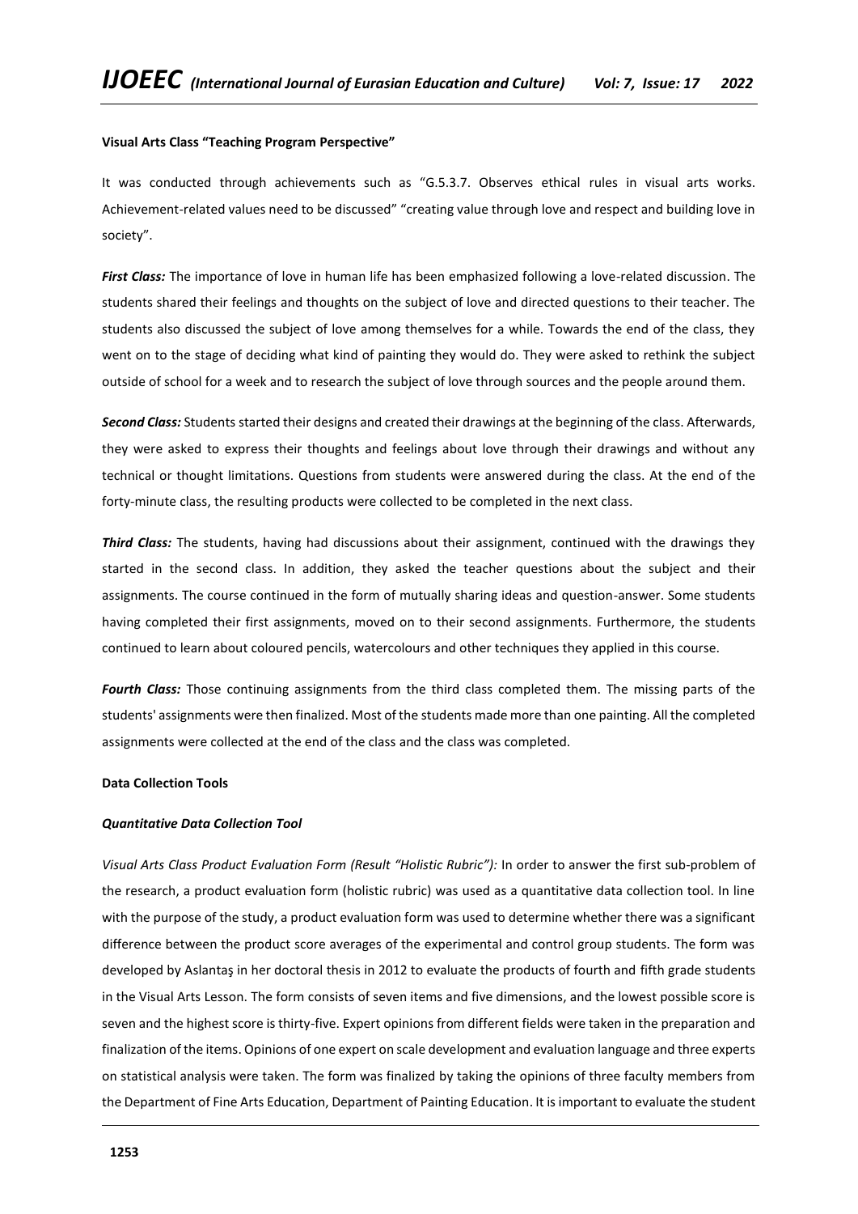**Visual Arts Class "Teaching Program Perspective"**

It was conducted through achievements such as "G.5.3.7. Observes ethical rules in visual arts works. Achievement-related values need to be discussed" "creating value through love and respect and building love in society".

***First Class:*** The importance of love in human life has been emphasized following a love-related discussion. The students shared their feelings and thoughts on the subject of love and directed questions to their teacher. The students also discussed the subject of love among themselves for a while. Towards the end of the class, they went on to the stage of deciding what kind of painting they would do. They were asked to rethink the subject outside of school for a week and to research the subject of love through sources and the people around them.

***Second Class:*** Students started their designs and created their drawings at the beginning of the class. Afterwards, they were asked to express their thoughts and feelings about love through their drawings and without any technical or thought limitations. Questions from students were answered during the class. At the end of the forty-minute class, the resulting products were collected to be completed in the next class.

***Third Class:*** The students, having had discussions about their assignment, continued with the drawings they started in the second class. In addition, they asked the teacher questions about the subject and their assignments. The course continued in the form of mutually sharing ideas and question-answer. Some students having completed their first assignments, moved on to their second assignments. Furthermore, the students continued to learn about coloured pencils, watercolours and other techniques they applied in this course.

***Fourth Class:*** Those continuing assignments from the third class completed them. The missing parts of the students' assignments were then finalized. Most of the students made more than one painting. All the completed assignments were collected at the end of the class and the class was completed.

**Data Collection Tools**

***Quantitative Data Collection Tool***

*Visual Arts Class Product Evaluation Form (Result "Holistic Rubric"):* In order to answer the first sub-problem of the research, a product evaluation form (holistic rubric) was used as a quantitative data collection tool. In line with the purpose of the study, a product evaluation form was used to determine whether there was a significant difference between the product score averages of the experimental and control group students. The form was developed by Aslantaş in her doctoral thesis in 2012 to evaluate the products of fourth and fifth grade students in the Visual Arts Lesson. The form consists of seven items and five dimensions, and the lowest possible score is seven and the highest score is thirty-five. Expert opinions from different fields were taken in the preparation and finalization of the items. Opinions of one expert on scale development and evaluation language and three experts on statistical analysis were taken. The form was finalized by taking the opinions of three faculty members from the Department of Fine Arts Education, Department of Painting Education. It is important to evaluate the student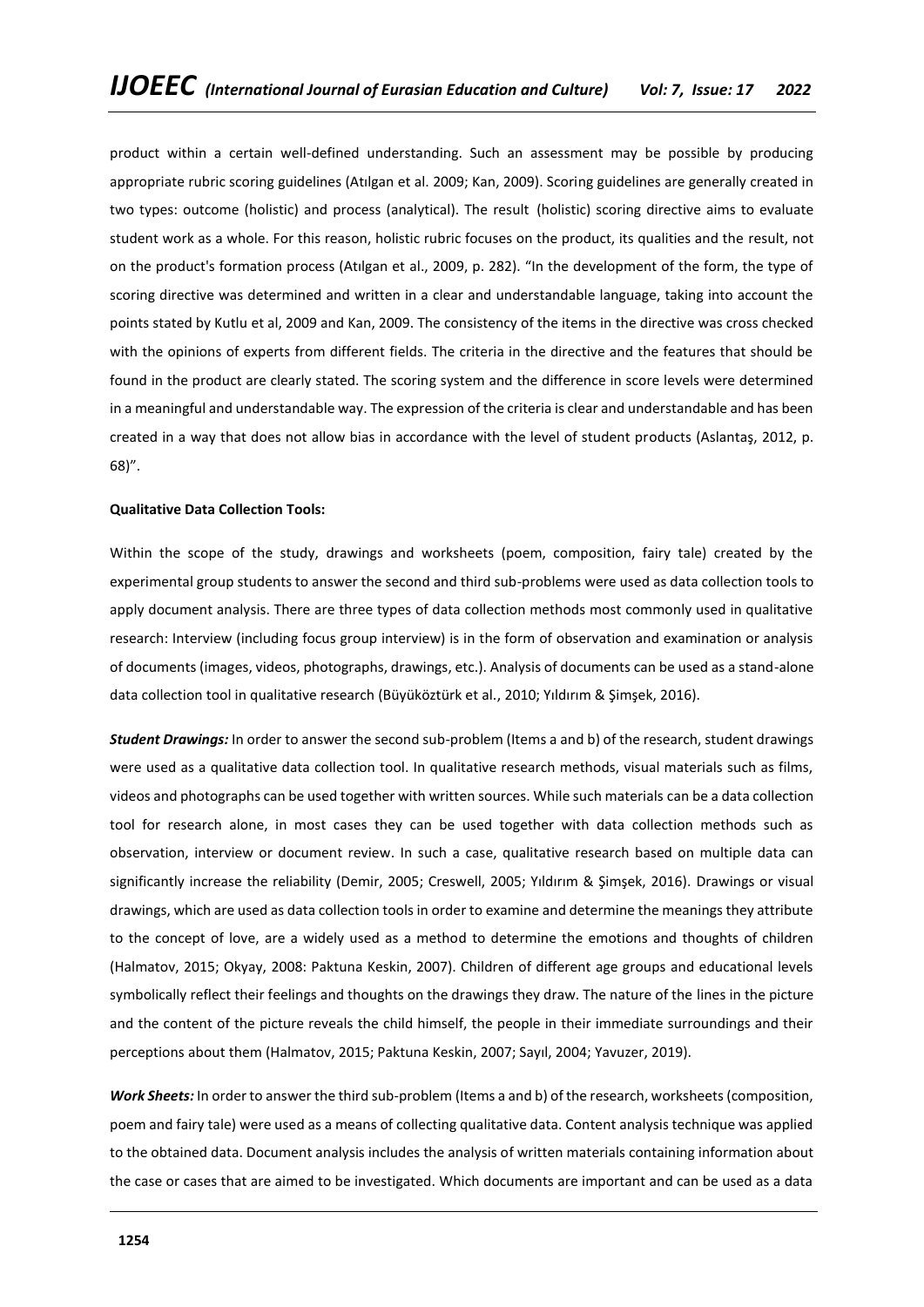product within a certain well-defined understanding. Such an assessment may be possible by producing appropriate rubric scoring guidelines (Atılgan et al. 2009; Kan, 2009). Scoring guidelines are generally created in two types: outcome (holistic) and process (analytical). The result (holistic) scoring directive aims to evaluate student work as a whole. For this reason, holistic rubric focuses on the product, its qualities and the result, not on the product's formation process (Atılgan et al., 2009, p. 282). "In the development of the form, the type of scoring directive was determined and written in a clear and understandable language, taking into account the points stated by Kutlu et al, 2009 and Kan, 2009. The consistency of the items in the directive was cross checked with the opinions of experts from different fields. The criteria in the directive and the features that should be found in the product are clearly stated. The scoring system and the difference in score levels were determined in a meaningful and understandable way. The expression of the criteria is clear and understandable and has been created in a way that does not allow bias in accordance with the level of student products (Aslantaş, 2012, p. 68)".

**Qualitative Data Collection Tools:**

Within the scope of the study, drawings and worksheets (poem, composition, fairy tale) created by the experimental group students to answer the second and third sub-problems were used as data collection tools to apply document analysis. There are three types of data collection methods most commonly used in qualitative research: Interview (including focus group interview) is in the form of observation and examination or analysis of documents (images, videos, photographs, drawings, etc.). Analysis of documents can be used as a stand-alone data collection tool in qualitative research (Büyüköztürk et al., 2010; Yıldırım & Şimşek, 2016).

***Student Drawings:*** In order to answer the second sub-problem (Items a and b) of the research, student drawings were used as a qualitative data collection tool. In qualitative research methods, visual materials such as films, videos and photographs can be used together with written sources. While such materials can be a data collection tool for research alone, in most cases they can be used together with data collection methods such as observation, interview or document review. In such a case, qualitative research based on multiple data can significantly increase the reliability (Demir, 2005; Creswell, 2005; Yıldırım & Şimşek, 2016). Drawings or visual drawings, which are used as data collection tools in order to examine and determine the meanings they attribute to the concept of love, are a widely used as a method to determine the emotions and thoughts of children (Halmatov, 2015; Okyay, 2008: Paktuna Keskin, 2007). Children of different age groups and educational levels symbolically reflect their feelings and thoughts on the drawings they draw. The nature of the lines in the picture and the content of the picture reveals the child himself, the people in their immediate surroundings and their perceptions about them (Halmatov, 2015; Paktuna Keskin, 2007; Sayıl, 2004; Yavuzer, 2019).

***Work Sheets:*** In order to answer the third sub-problem (Items a and b) of the research, worksheets (composition, poem and fairy tale) were used as a means of collecting qualitative data. Content analysis technique was applied to the obtained data. Document analysis includes the analysis of written materials containing information about the case or cases that are aimed to be investigated. Which documents are important and can be used as a data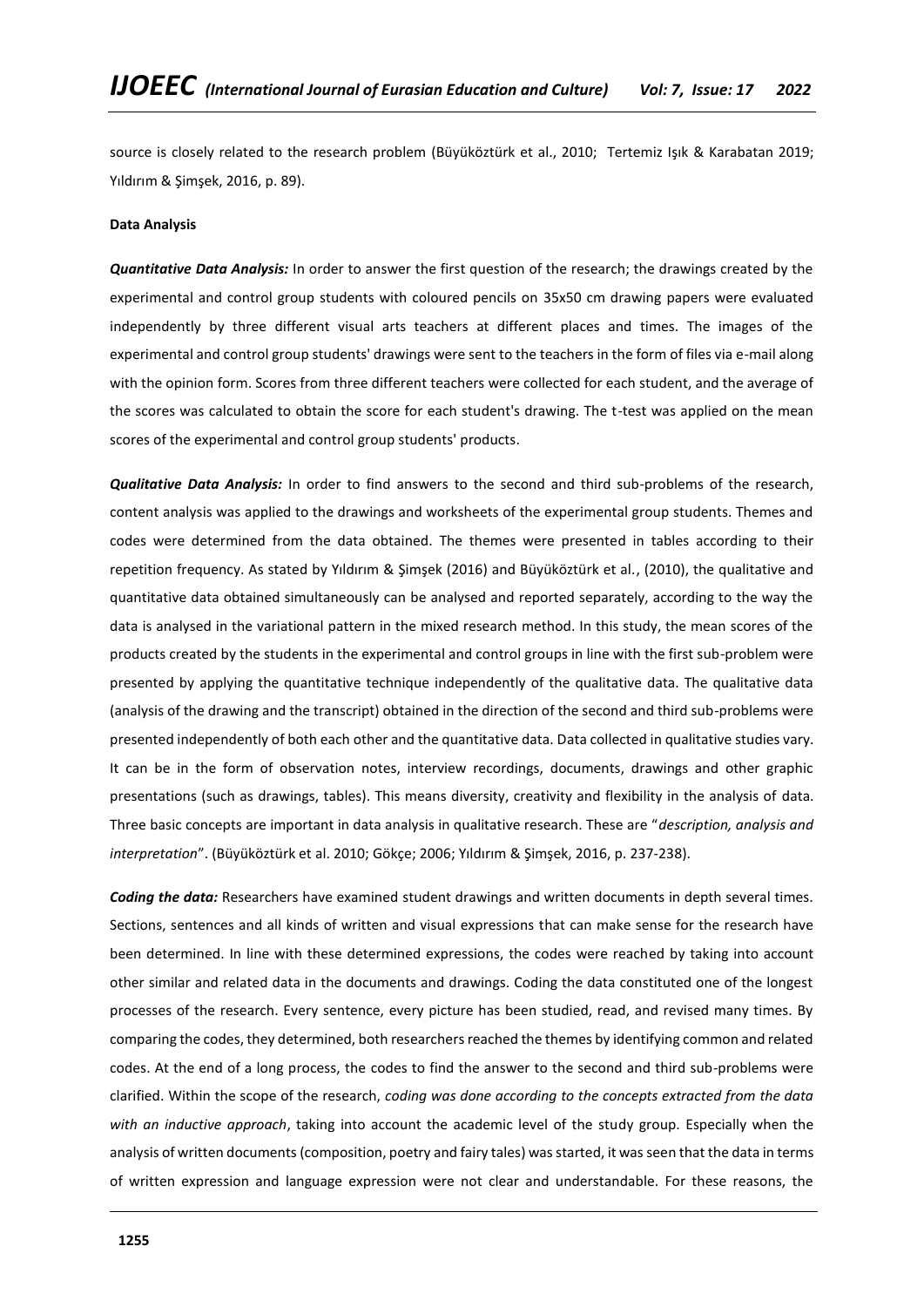source is closely related to the research problem (Büyüköztürk et al., 2010; Tertemiz Işık & Karabatan 2019; Yıldırım & Şimşek, 2016, p. 89).

**Data Analysis**

***Quantitative Data Analysis:*** In order to answer the first question of the research; the drawings created by the experimental and control group students with coloured pencils on 35x50 cm drawing papers were evaluated independently by three different visual arts teachers at different places and times. The images of the experimental and control group students' drawings were sent to the teachers in the form of files via e-mail along with the opinion form. Scores from three different teachers were collected for each student, and the average of the scores was calculated to obtain the score for each student's drawing. The t-test was applied on the mean scores of the experimental and control group students' products.

***Qualitative Data Analysis:*** In order to find answers to the second and third sub-problems of the research, content analysis was applied to the drawings and worksheets of the experimental group students. Themes and codes were determined from the data obtained. The themes were presented in tables according to their repetition frequency. As stated by Yıldırım & Şimşek (2016) and Büyüköztürk et al., (2010), the qualitative and quantitative data obtained simultaneously can be analysed and reported separately, according to the way the data is analysed in the variational pattern in the mixed research method. In this study, the mean scores of the products created by the students in the experimental and control groups in line with the first sub-problem were presented by applying the quantitative technique independently of the qualitative data. The qualitative data (analysis of the drawing and the transcript) obtained in the direction of the second and third sub-problems were presented independently of both each other and the quantitative data. Data collected in qualitative studies vary. It can be in the form of observation notes, interview recordings, documents, drawings and other graphic presentations (such as drawings, tables). This means diversity, creativity and flexibility in the analysis of data. Three basic concepts are important in data analysis in qualitative research. These are "*description, analysis and interpretation*". (Büyüköztürk et al. 2010; Gökçe; 2006; Yıldırım & Şimşek, 2016, p. 237-238).

***Coding the data:*** Researchers have examined student drawings and written documents in depth several times. Sections, sentences and all kinds of written and visual expressions that can make sense for the research have been determined. In line with these determined expressions, the codes were reached by taking into account other similar and related data in the documents and drawings. Coding the data constituted one of the longest processes of the research. Every sentence, every picture has been studied, read, and revised many times. By comparing the codes, they determined, both researchers reached the themes by identifying common and related codes. At the end of a long process, the codes to find the answer to the second and third sub-problems were clarified. Within the scope of the research, *coding was done according to the concepts extracted from the data with an inductive approach*, taking into account the academic level of the study group. Especially when the analysis of written documents (composition, poetry and fairy tales) was started, it was seen that the data in terms of written expression and language expression were not clear and understandable. For these reasons, the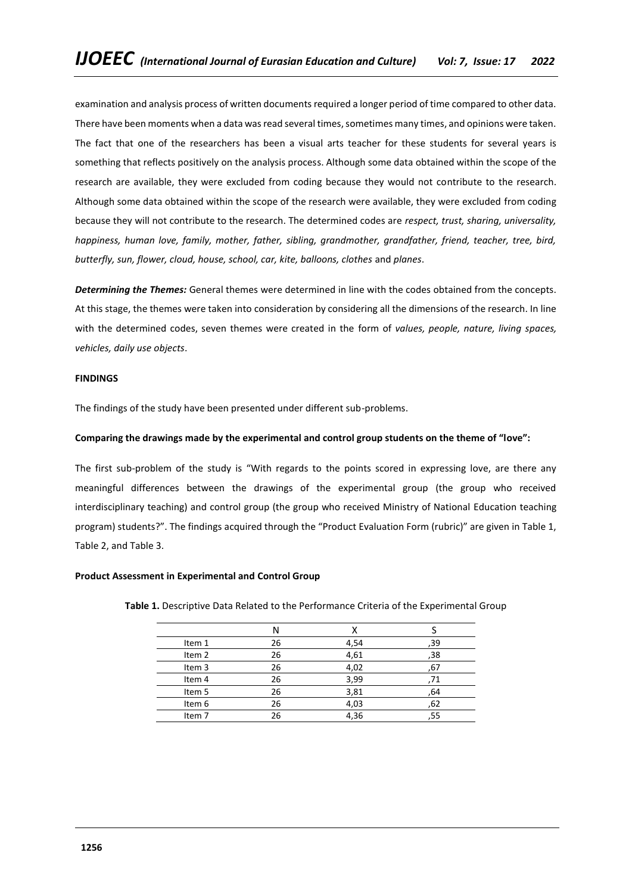examination and analysis process of written documents required a longer period of time compared to other data. There have been moments when a data was read several times, sometimes many times, and opinions were taken. The fact that one of the researchers has been a visual arts teacher for these students for several years is something that reflects positively on the analysis process. Although some data obtained within the scope of the research are available, they were excluded from coding because they would not contribute to the research. Although some data obtained within the scope of the research were available, they were excluded from coding because they will not contribute to the research. The determined codes are *respect, trust, sharing, universality, happiness, human love, family, mother, father, sibling, grandmother, grandfather, friend, teacher, tree, bird, butterfly, sun, flower, cloud, house, school, car, kite, balloons, clothes* and *planes*.

***Determining the Themes:*** General themes were determined in line with the codes obtained from the concepts. At this stage, the themes were taken into consideration by considering all the dimensions of the research. In line with the determined codes, seven themes were created in the form of *values, people, nature, living spaces, vehicles, daily use objects*.

## FINDINGS

The findings of the study have been presented under different sub-problems.

### Comparing the drawings made by the experimental and control group students on the theme of "love":

The first sub-problem of the study is "With regards to the points scored in expressing love, are there any meaningful differences between the drawings of the experimental group (the group who received interdisciplinary teaching) and control group (the group who received Ministry of National Education teaching program) students?". The findings acquired through the "Product Evaluation Form (rubric)" are given in Table 1, Table 2, and Table 3.

### Product Assessment in Experimental and Control Group

**Table 1.** Descriptive Data Related to the Performance Criteria of the Experimental Group

| | N | X | S |
|---|---|---|---|
| Item 1 | 26 | 4,54 | ,39 |
| Item 2 | 26 | 4,61 | ,38 |
| Item 3 | 26 | 4,02 | ,67 |
| Item 4 | 26 | 3,99 | ,71 |
| Item 5 | 26 | 3,81 | ,64 |
| Item 6 | 26 | 4,03 | ,62 |
| Item 7 | 26 | 4,36 | ,55 |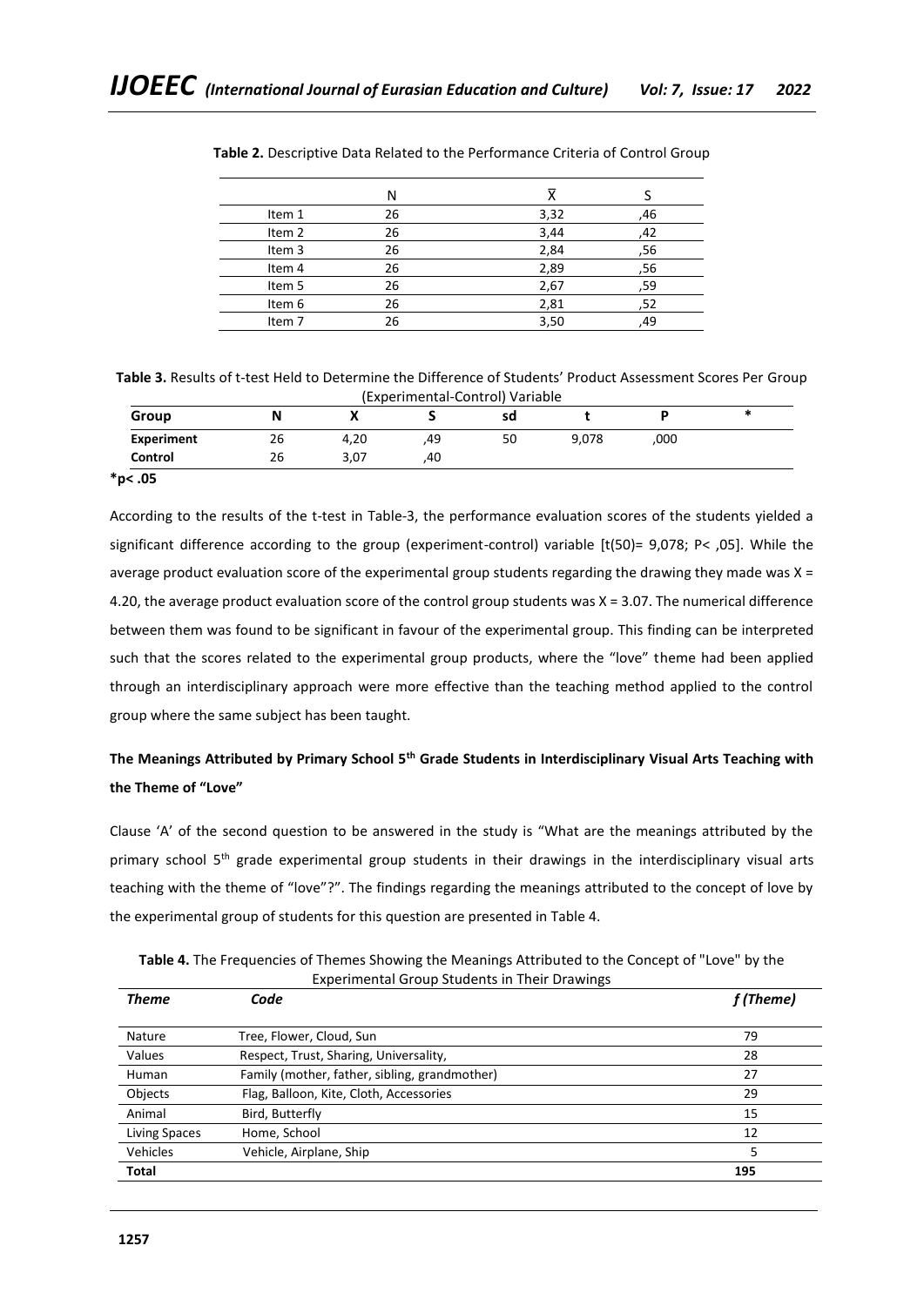**Table 2.** Descriptive Data Related to the Performance Criteria of Control Group

| | N | $\overline{X}$ | S |
|---|---|---|---|
| Item 1 | 26 | 3,32 | ,46 |
| Item 2 | 26 | 3,44 | ,42 |
| Item 3 | 26 | 2,84 | ,56 |
| Item 4 | 26 | 2,89 | ,56 |
| Item 5 | 26 | 2,67 | ,59 |
| Item 6 | 26 | 2,81 | ,52 |
| Item 7 | 26 | 3,50 | ,49 |

**Table 3.** Results of t-test Held to Determine the Difference of Students' Product Assessment Scores Per Group (Experimental-Control) Variable

| Group | N | X | S | sd | t | P | * |
|---|---|---|---|---|---|---|---|
| **Experiment** | 26 | 4,20 | ,49 | 50 | 9,078 | ,000 | |
| **Control** | 26 | 3,07 | ,40 | | | | |

**\*p< .05**

According to the results of the t-test in Table-3, the performance evaluation scores of the students yielded a significant difference according to the group (experiment-control) variable [$t(50)= 9,078$; $P< ,05$]. While the average product evaluation score of the experimental group students regarding the drawing they made was X = 4.20, the average product evaluation score of the control group students was X = 3.07. The numerical difference between them was found to be significant in favour of the experimental group. This finding can be interpreted such that the scores related to the experimental group products, where the "love" theme had been applied through an interdisciplinary approach were more effective than the teaching method applied to the control group where the same subject has been taught.

## The Meanings Attributed by Primary School 5th Grade Students in Interdisciplinary Visual Arts Teaching with the Theme of "Love"

Clause 'A' of the second question to be answered in the study is "What are the meanings attributed by the primary school 5th grade experimental group students in their drawings in the interdisciplinary visual arts teaching with the theme of "love"?". The findings regarding the meanings attributed to the concept of love by the experimental group of students for this question are presented in Table 4.

**Table 4.** The Frequencies of Themes Showing the Meanings Attributed to the Concept of "Love" by the Experimental Group Students in Their Drawings

| *Theme* | *Code* | *f (Theme)* |
|---|---|---|
| Nature | Tree, Flower, Cloud, Sun | 79 |
| Values | Respect, Trust, Sharing, Universality, | 28 |
| Human | Family (mother, father, sibling, grandmother) | 27 |
| Objects | Flag, Balloon, Kite, Cloth, Accessories | 29 |
| Animal | Bird, Butterfly | 15 |
| Living Spaces | Home, School | 12 |
| Vehicles | Vehicle, Airplane, Ship | 5 |
| **Total** | | **195** |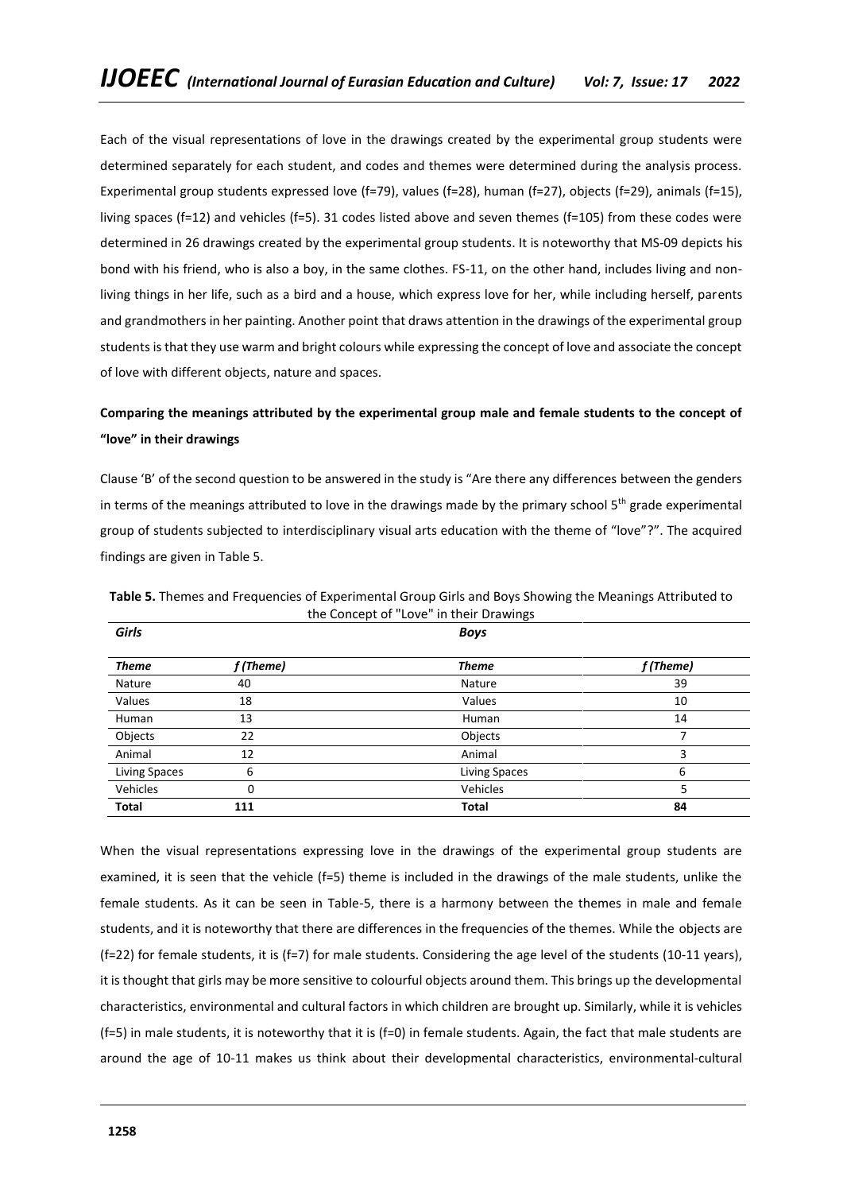Each of the visual representations of love in the drawings created by the experimental group students were determined separately for each student, and codes and themes were determined during the analysis process. Experimental group students expressed love (f=79), values (f=28), human (f=27), objects (f=29), animals (f=15), living spaces (f=12) and vehicles (f=5). 31 codes listed above and seven themes (f=105) from these codes were determined in 26 drawings created by the experimental group students. It is noteworthy that MS-09 depicts his bond with his friend, who is also a boy, in the same clothes. FS-11, on the other hand, includes living and non-living things in her life, such as a bird and a house, which express love for her, while including herself, parents and grandmothers in her painting. Another point that draws attention in the drawings of the experimental group students is that they use warm and bright colours while expressing the concept of love and associate the concept of love with different objects, nature and spaces.

**Comparing the meanings attributed by the experimental group male and female students to the concept of "love" in their drawings**

Clause 'B' of the second question to be answered in the study is "Are there any differences between the genders in terms of the meanings attributed to love in the drawings made by the primary school 5th grade experimental group of students subjected to interdisciplinary visual arts education with the theme of "love"?". The acquired findings are given in Table 5.

**Table 5.** Themes and Frequencies of Experimental Group Girls and Boys Showing the Meanings Attributed to the Concept of "Love" in their Drawings

| ***Girls*** | | ***Boys*** | |
|---|---|---|---|
| ***Theme*** | ***f (Theme)*** | ***Theme*** | ***f (Theme)*** |
| Nature | 40 | Nature | 39 |
| Values | 18 | Values | 10 |
| Human | 13 | Human | 14 |
| Objects | 22 | Objects | 7 |
| Animal | 12 | Animal | 3 |
| Living Spaces | 6 | Living Spaces | 6 |
| Vehicles | 0 | Vehicles | 5 |
| **Total** | **111** | **Total** | **84** |

When the visual representations expressing love in the drawings of the experimental group students are examined, it is seen that the vehicle (f=5) theme is included in the drawings of the male students, unlike the female students. As it can be seen in Table-5, there is a harmony between the themes in male and female students, and it is noteworthy that there are differences in the frequencies of the themes. While the objects are (f=22) for female students, it is (f=7) for male students. Considering the age level of the students (10-11 years), it is thought that girls may be more sensitive to colourful objects around them. This brings up the developmental characteristics, environmental and cultural factors in which children are brought up. Similarly, while it is vehicles (f=5) in male students, it is noteworthy that it is (f=0) in female students. Again, the fact that male students are around the age of 10-11 makes us think about their developmental characteristics, environmental-cultural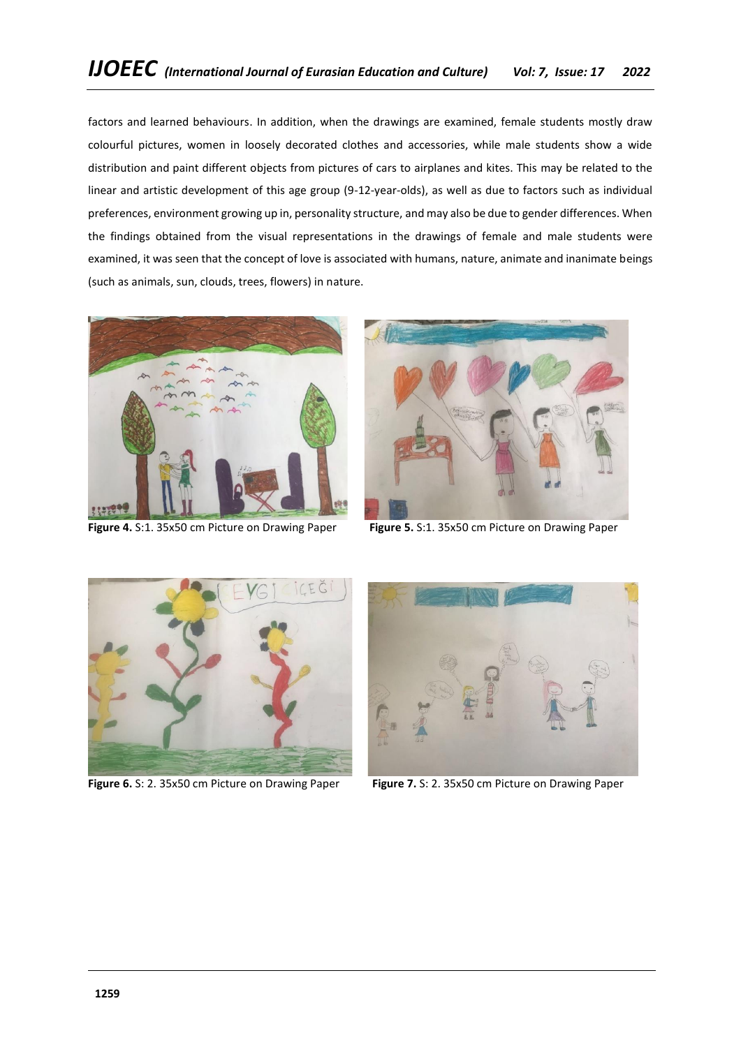factors and learned behaviours. In addition, when the drawings are examined, female students mostly draw colourful pictures, women in loosely decorated clothes and accessories, while male students show a wide distribution and paint different objects from pictures of cars to airplanes and kites. This may be related to the linear and artistic development of this age group (9-12-year-olds), as well as due to factors such as individual preferences, environment growing up in, personality structure, and may also be due to gender differences. When the findings obtained from the visual representations in the drawings of female and male students were examined, it was seen that the concept of love is associated with humans, nature, animate and inanimate beings (such as animals, sun, clouds, trees, flowers) in nature.

**Figure 4.** S:1. 35x50 cm Picture on Drawing Paper

**Figure 5.** S:1. 35x50 cm Picture on Drawing Paper

**Figure 6.** S: 2. 35x50 cm Picture on Drawing Paper

**Figure 7.** S: 2. 35x50 cm Picture on Drawing Paper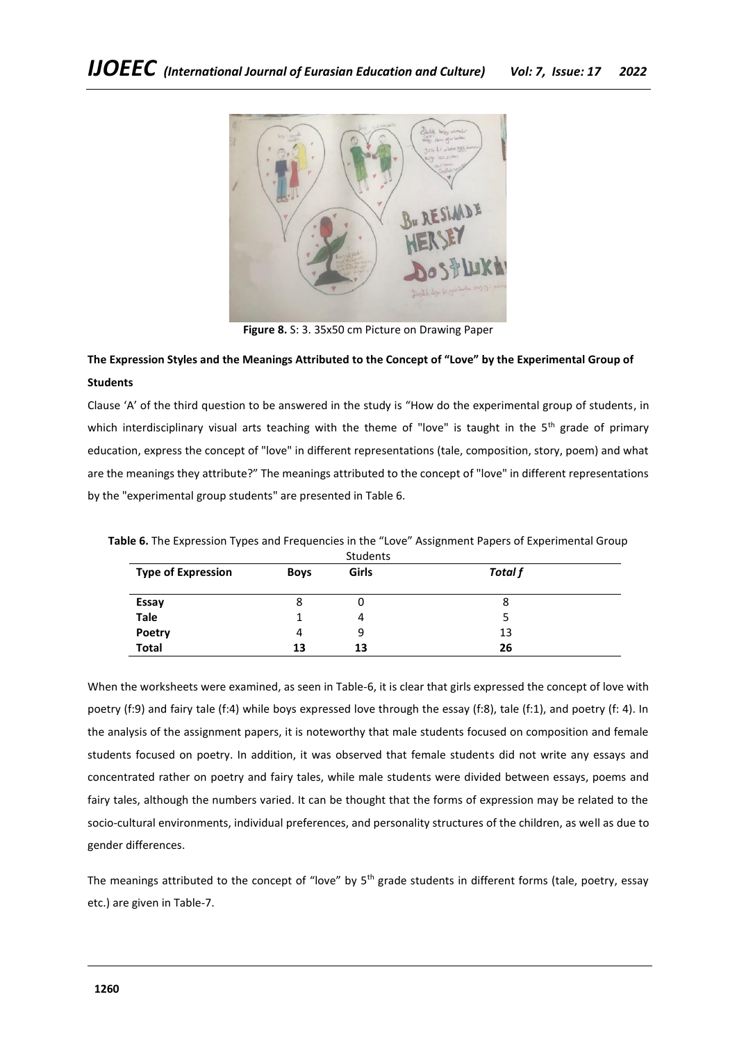**Figure 8.** S: 3. 35x50 cm Picture on Drawing Paper

### The Expression Styles and the Meanings Attributed to the Concept of "Love" by the Experimental Group of Students

Clause 'A' of the third question to be answered in the study is "How do the experimental group of students, in which interdisciplinary visual arts teaching with the theme of "love" is taught in the 5th grade of primary education, express the concept of "love" in different representations (tale, composition, story, poem) and what are the meanings they attribute?" The meanings attributed to the concept of "love" in different representations by the "experimental group students" are presented in Table 6.

**Table 6.** The Expression Types and Frequencies in the "Love" Assignment Papers of Experimental Group Students

| Type of Expression | Boys | Girls | *Total f* |
|---|---|---|---|
| **Essay** | 8 | 0 | 8 |
| **Tale** | 1 | 4 | 5 |
| **Poetry** | 4 | 9 | 13 |
| **Total** | **13** | **13** | **26** |

When the worksheets were examined, as seen in Table-6, it is clear that girls expressed the concept of love with poetry (f:9) and fairy tale (f:4) while boys expressed love through the essay (f:8), tale (f:1), and poetry (f: 4). In the analysis of the assignment papers, it is noteworthy that male students focused on composition and female students focused on poetry. In addition, it was observed that female students did not write any essays and concentrated rather on poetry and fairy tales, while male students were divided between essays, poems and fairy tales, although the numbers varied. It can be thought that the forms of expression may be related to the socio-cultural environments, individual preferences, and personality structures of the children, as well as due to gender differences.

The meanings attributed to the concept of "love" by 5th grade students in different forms (tale, poetry, essay etc.) are given in Table-7.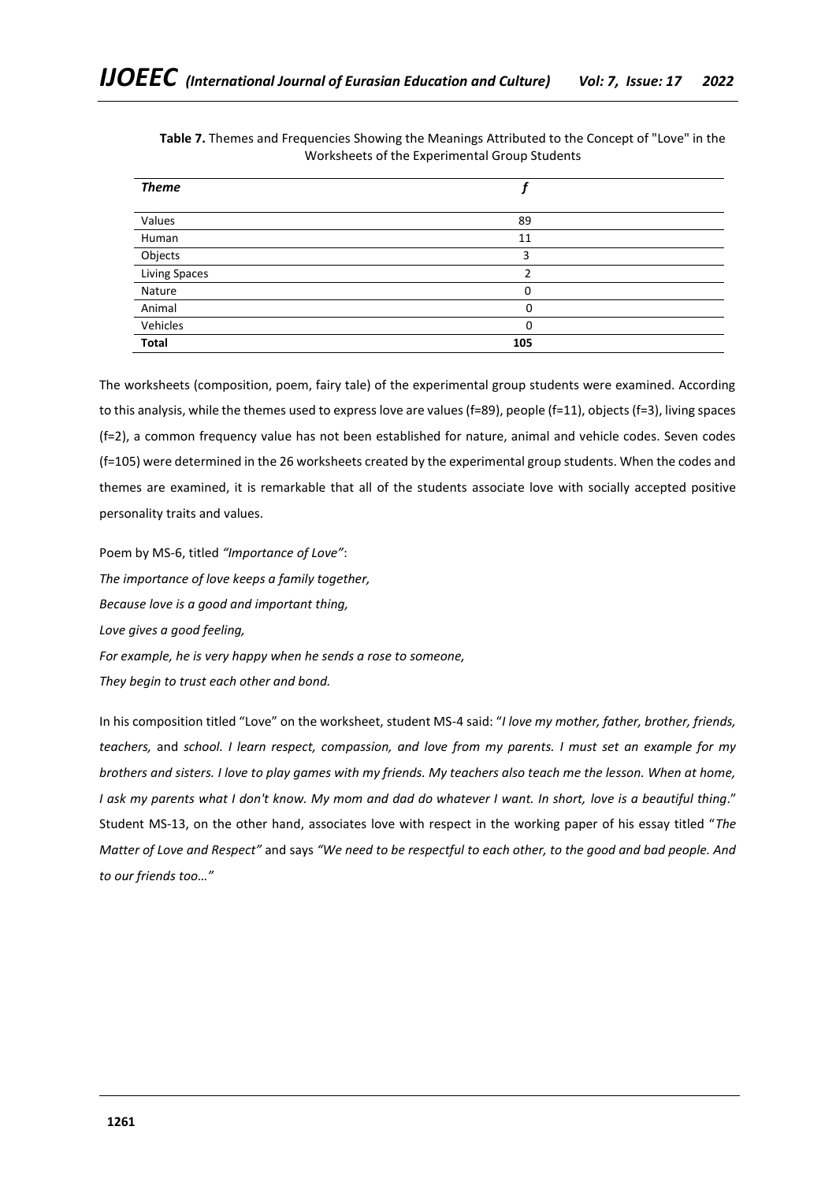**Table 7.** Themes and Frequencies Showing the Meanings Attributed to the Concept of "Love" in the Worksheets of the Experimental Group Students

| ***Theme*** | ***f*** |
|---|---|
| Values | 89 |
| Human | 11 |
| Objects | 3 |
| Living Spaces | 2 |
| Nature | 0 |
| Animal | 0 |
| Vehicles | 0 |
| **Total** | **105** |

The worksheets (composition, poem, fairy tale) of the experimental group students were examined. According to this analysis, while the themes used to express love are values (f=89), people (f=11), objects (f=3), living spaces (f=2), a common frequency value has not been established for nature, animal and vehicle codes. Seven codes (f=105) were determined in the 26 worksheets created by the experimental group students. When the codes and themes are examined, it is remarkable that all of the students associate love with socially accepted positive personality traits and values.

Poem by MS-6, titled *"Importance of Love"*:
*The importance of love keeps a family together,*
*Because love is a good and important thing,*
*Love gives a good feeling,*
*For example, he is very happy when he sends a rose to someone,*
*They begin to trust each other and bond.*

In his composition titled "Love" on the worksheet, student MS-4 said: "*I love my mother, father, brother, friends, teachers,* and *school. I learn respect, compassion, and love from my parents. I must set an example for my brothers and sisters. I love to play games with my friends. My teachers also teach me the lesson. When at home, I ask my parents what I don't know. My mom and dad do whatever I want. In short, love is a beautiful thing*." Student MS-13, on the other hand, associates love with respect in the working paper of his essay titled "*The Matter of Love and Respect"* and says *"We need to be respectful to each other, to the good and bad people. And to our friends too…"*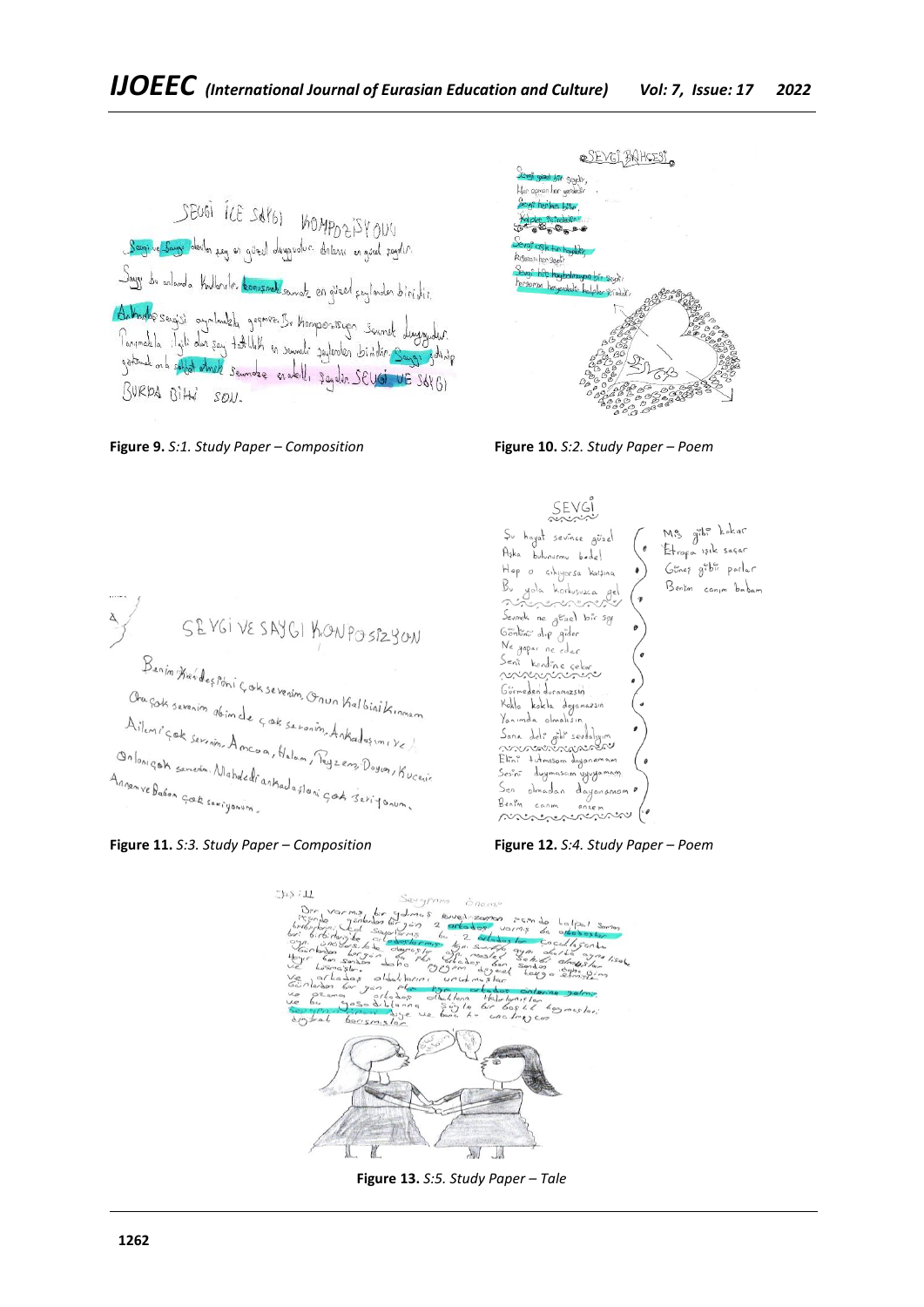**Figure 9.** *S:1. Study Paper – Composition*

**Figure 10.** *S:2. Study Paper – Poem*

**Figure 11.** *S:3. Study Paper – Composition*

**Figure 12.** *S:4. Study Paper – Poem*

**Figure 13.** *S:5. Study Paper – Tale*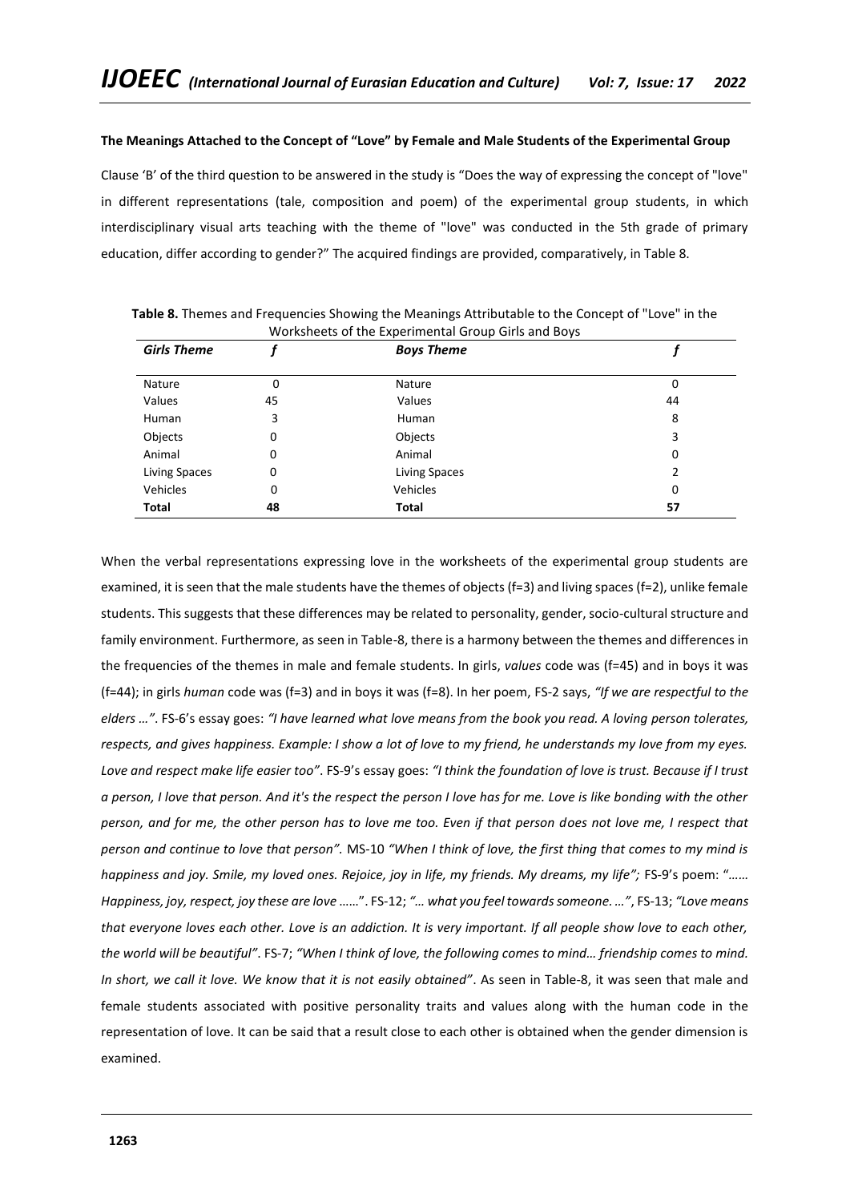**The Meanings Attached to the Concept of "Love" by Female and Male Students of the Experimental Group**

Clause 'B' of the third question to be answered in the study is "Does the way of expressing the concept of "love" in different representations (tale, composition and poem) of the experimental group students, in which interdisciplinary visual arts teaching with the theme of "love" was conducted in the 5th grade of primary education, differ according to gender?" The acquired findings are provided, comparatively, in Table 8.

**Table 8.** Themes and Frequencies Showing the Meanings Attributable to the Concept of "Love" in the Worksheets of the Experimental Group Girls and Boys

| *Girls Theme* | *f* | *Boys Theme* | *f* |
|---|---|---|---|
| Nature | 0 | Nature | 0 |
| Values | 45 | Values | 44 |
| Human | 3 | Human | 8 |
| Objects | 0 | Objects | 3 |
| Animal | 0 | Animal | 0 |
| Living Spaces | 0 | Living Spaces | 2 |
| Vehicles | 0 | Vehicles | 0 |
| **Total** | **48** | **Total** | **57** |

When the verbal representations expressing love in the worksheets of the experimental group students are examined, it is seen that the male students have the themes of objects (f=3) and living spaces (f=2), unlike female students. This suggests that these differences may be related to personality, gender, socio-cultural structure and family environment. Furthermore, as seen in Table-8, there is a harmony between the themes and differences in the frequencies of the themes in male and female students. In girls, *values* code was (f=45) and in boys it was (f=44); in girls *human* code was (f=3) and in boys it was (f=8). In her poem, FS-2 says, *"If we are respectful to the elders …"*. FS-6's essay goes: *"I have learned what love means from the book you read. A loving person tolerates, respects, and gives happiness. Example: I show a lot of love to my friend, he understands my love from my eyes. Love and respect make life easier too"*. FS-9's essay goes: *"I think the foundation of love is trust. Because if I trust a person, I love that person. And it's the respect the person I love has for me. Love is like bonding with the other person, and for me, the other person has to love me too. Even if that person does not love me, I respect that person and continue to love that person".* MS-10 *"When I think of love, the first thing that comes to my mind is happiness and joy. Smile, my loved ones. Rejoice, joy in life, my friends. My dreams, my life";* FS-9's poem: "*…… Happiness, joy, respect, joy these are love ……*". FS-12; *"… what you feel towards someone. …"*, FS-13; *"Love means that everyone loves each other. Love is an addiction. It is very important. If all people show love to each other, the world will be beautiful"*. FS-7; *"When I think of love, the following comes to mind… friendship comes to mind. In short, we call it love. We know that it is not easily obtained"*. As seen in Table-8, it was seen that male and female students associated with positive personality traits and values along with the human code in the representation of love. It can be said that a result close to each other is obtained when the gender dimension is examined.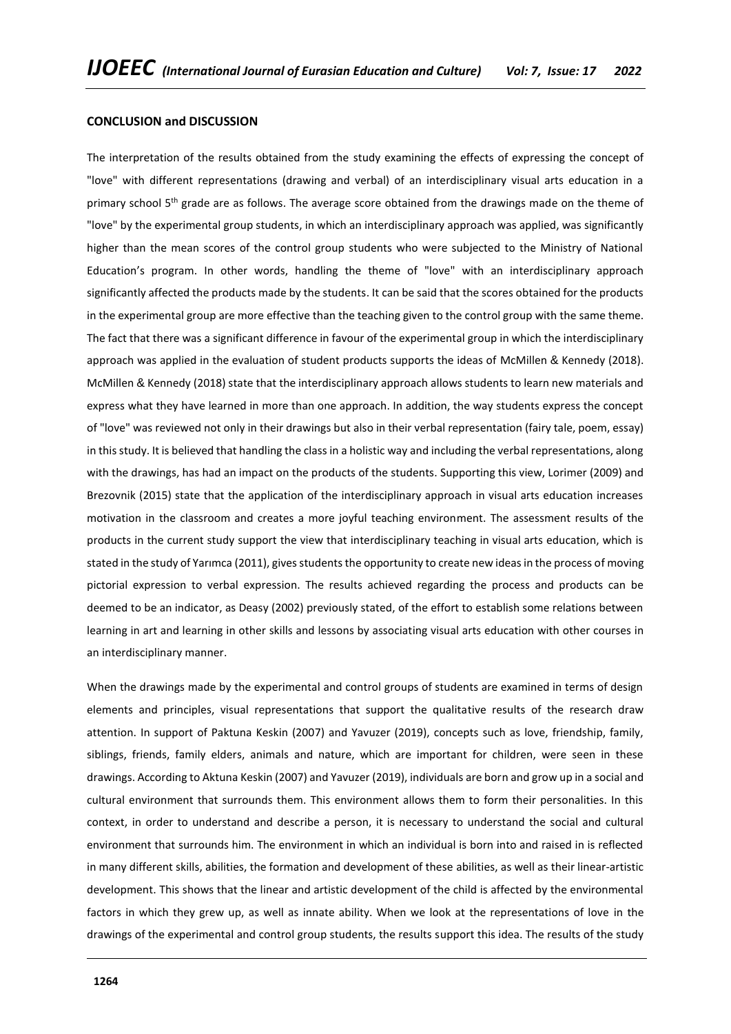## CONCLUSION and DISCUSSION

The interpretation of the results obtained from the study examining the effects of expressing the concept of "love" with different representations (drawing and verbal) of an interdisciplinary visual arts education in a primary school 5th grade are as follows. The average score obtained from the drawings made on the theme of "love" by the experimental group students, in which an interdisciplinary approach was applied, was significantly higher than the mean scores of the control group students who were subjected to the Ministry of National Education's program. In other words, handling the theme of "love" with an interdisciplinary approach significantly affected the products made by the students. It can be said that the scores obtained for the products in the experimental group are more effective than the teaching given to the control group with the same theme. The fact that there was a significant difference in favour of the experimental group in which the interdisciplinary approach was applied in the evaluation of student products supports the ideas of McMillen & Kennedy (2018). McMillen & Kennedy (2018) state that the interdisciplinary approach allows students to learn new materials and express what they have learned in more than one approach. In addition, the way students express the concept of "love" was reviewed not only in their drawings but also in their verbal representation (fairy tale, poem, essay) in this study. It is believed that handling the class in a holistic way and including the verbal representations, along with the drawings, has had an impact on the products of the students. Supporting this view, Lorimer (2009) and Brezovnik (2015) state that the application of the interdisciplinary approach in visual arts education increases motivation in the classroom and creates a more joyful teaching environment. The assessment results of the products in the current study support the view that interdisciplinary teaching in visual arts education, which is stated in the study of Yarımca (2011), gives students the opportunity to create new ideas in the process of moving pictorial expression to verbal expression. The results achieved regarding the process and products can be deemed to be an indicator, as Deasy (2002) previously stated, of the effort to establish some relations between learning in art and learning in other skills and lessons by associating visual arts education with other courses in an interdisciplinary manner.

When the drawings made by the experimental and control groups of students are examined in terms of design elements and principles, visual representations that support the qualitative results of the research draw attention. In support of Paktuna Keskin (2007) and Yavuzer (2019), concepts such as love, friendship, family, siblings, friends, family elders, animals and nature, which are important for children, were seen in these drawings. According to Aktuna Keskin (2007) and Yavuzer (2019), individuals are born and grow up in a social and cultural environment that surrounds them. This environment allows them to form their personalities. In this context, in order to understand and describe a person, it is necessary to understand the social and cultural environment that surrounds him. The environment in which an individual is born into and raised in is reflected in many different skills, abilities, the formation and development of these abilities, as well as their linear-artistic development. This shows that the linear and artistic development of the child is affected by the environmental factors in which they grew up, as well as innate ability. When we look at the representations of love in the drawings of the experimental and control group students, the results support this idea. The results of the study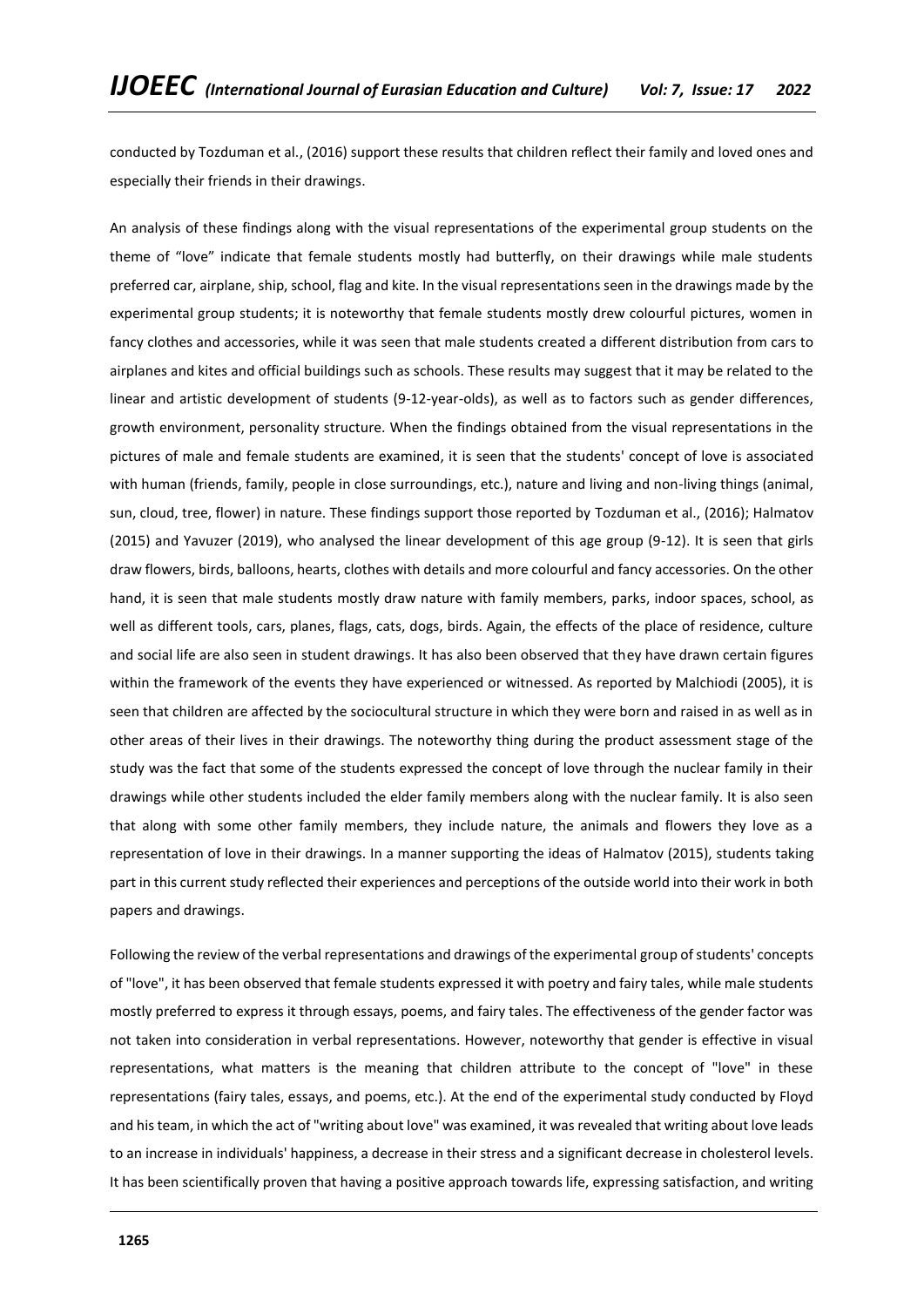conducted by Tozduman et al., (2016) support these results that children reflect their family and loved ones and especially their friends in their drawings.

An analysis of these findings along with the visual representations of the experimental group students on the theme of "love" indicate that female students mostly had butterfly, on their drawings while male students preferred car, airplane, ship, school, flag and kite. In the visual representations seen in the drawings made by the experimental group students; it is noteworthy that female students mostly drew colourful pictures, women in fancy clothes and accessories, while it was seen that male students created a different distribution from cars to airplanes and kites and official buildings such as schools. These results may suggest that it may be related to the linear and artistic development of students (9-12-year-olds), as well as to factors such as gender differences, growth environment, personality structure. When the findings obtained from the visual representations in the pictures of male and female students are examined, it is seen that the students' concept of love is associated with human (friends, family, people in close surroundings, etc.), nature and living and non-living things (animal, sun, cloud, tree, flower) in nature. These findings support those reported by Tozduman et al., (2016); Halmatov (2015) and Yavuzer (2019), who analysed the linear development of this age group (9-12). It is seen that girls draw flowers, birds, balloons, hearts, clothes with details and more colourful and fancy accessories. On the other hand, it is seen that male students mostly draw nature with family members, parks, indoor spaces, school, as well as different tools, cars, planes, flags, cats, dogs, birds. Again, the effects of the place of residence, culture and social life are also seen in student drawings. It has also been observed that they have drawn certain figures within the framework of the events they have experienced or witnessed. As reported by Malchiodi (2005), it is seen that children are affected by the sociocultural structure in which they were born and raised in as well as in other areas of their lives in their drawings. The noteworthy thing during the product assessment stage of the study was the fact that some of the students expressed the concept of love through the nuclear family in their drawings while other students included the elder family members along with the nuclear family. It is also seen that along with some other family members, they include nature, the animals and flowers they love as a representation of love in their drawings. In a manner supporting the ideas of Halmatov (2015), students taking part in this current study reflected their experiences and perceptions of the outside world into their work in both papers and drawings.

Following the review of the verbal representations and drawings of the experimental group of students' concepts of "love", it has been observed that female students expressed it with poetry and fairy tales, while male students mostly preferred to express it through essays, poems, and fairy tales. The effectiveness of the gender factor was not taken into consideration in verbal representations. However, noteworthy that gender is effective in visual representations, what matters is the meaning that children attribute to the concept of "love" in these representations (fairy tales, essays, and poems, etc.). At the end of the experimental study conducted by Floyd and his team, in which the act of "writing about love" was examined, it was revealed that writing about love leads to an increase in individuals' happiness, a decrease in their stress and a significant decrease in cholesterol levels. It has been scientifically proven that having a positive approach towards life, expressing satisfaction, and writing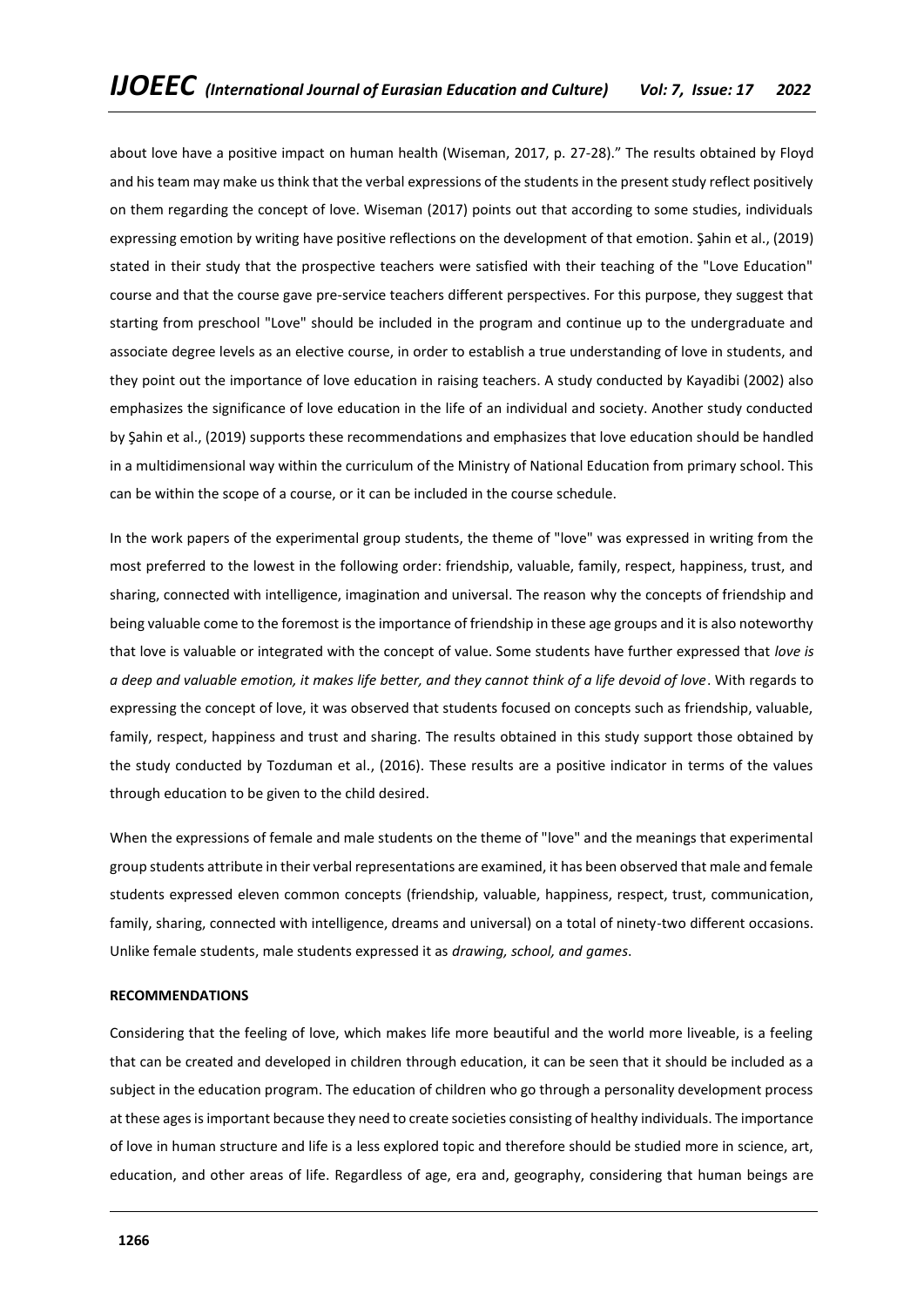about love have a positive impact on human health (Wiseman, 2017, p. 27-28)." The results obtained by Floyd and his team may make us think that the verbal expressions of the students in the present study reflect positively on them regarding the concept of love. Wiseman (2017) points out that according to some studies, individuals expressing emotion by writing have positive reflections on the development of that emotion. Şahin et al., (2019) stated in their study that the prospective teachers were satisfied with their teaching of the "Love Education" course and that the course gave pre-service teachers different perspectives. For this purpose, they suggest that starting from preschool "Love" should be included in the program and continue up to the undergraduate and associate degree levels as an elective course, in order to establish a true understanding of love in students, and they point out the importance of love education in raising teachers. A study conducted by Kayadibi (2002) also emphasizes the significance of love education in the life of an individual and society. Another study conducted by Şahin et al., (2019) supports these recommendations and emphasizes that love education should be handled in a multidimensional way within the curriculum of the Ministry of National Education from primary school. This can be within the scope of a course, or it can be included in the course schedule.

In the work papers of the experimental group students, the theme of "love" was expressed in writing from the most preferred to the lowest in the following order: friendship, valuable, family, respect, happiness, trust, and sharing, connected with intelligence, imagination and universal. The reason why the concepts of friendship and being valuable come to the foremost is the importance of friendship in these age groups and it is also noteworthy that love is valuable or integrated with the concept of value. Some students have further expressed that *love is a deep and valuable emotion, it makes life better, and they cannot think of a life devoid of love*. With regards to expressing the concept of love, it was observed that students focused on concepts such as friendship, valuable, family, respect, happiness and trust and sharing. The results obtained in this study support those obtained by the study conducted by Tozduman et al., (2016). These results are a positive indicator in terms of the values through education to be given to the child desired.

When the expressions of female and male students on the theme of "love" and the meanings that experimental group students attribute in their verbal representations are examined, it has been observed that male and female students expressed eleven common concepts (friendship, valuable, happiness, respect, trust, communication, family, sharing, connected with intelligence, dreams and universal) on a total of ninety-two different occasions. Unlike female students, male students expressed it as *drawing, school, and games*.

**RECOMMENDATIONS**

Considering that the feeling of love, which makes life more beautiful and the world more liveable, is a feeling that can be created and developed in children through education, it can be seen that it should be included as a subject in the education program. The education of children who go through a personality development process at these ages is important because they need to create societies consisting of healthy individuals. The importance of love in human structure and life is a less explored topic and therefore should be studied more in science, art, education, and other areas of life. Regardless of age, era and, geography, considering that human beings are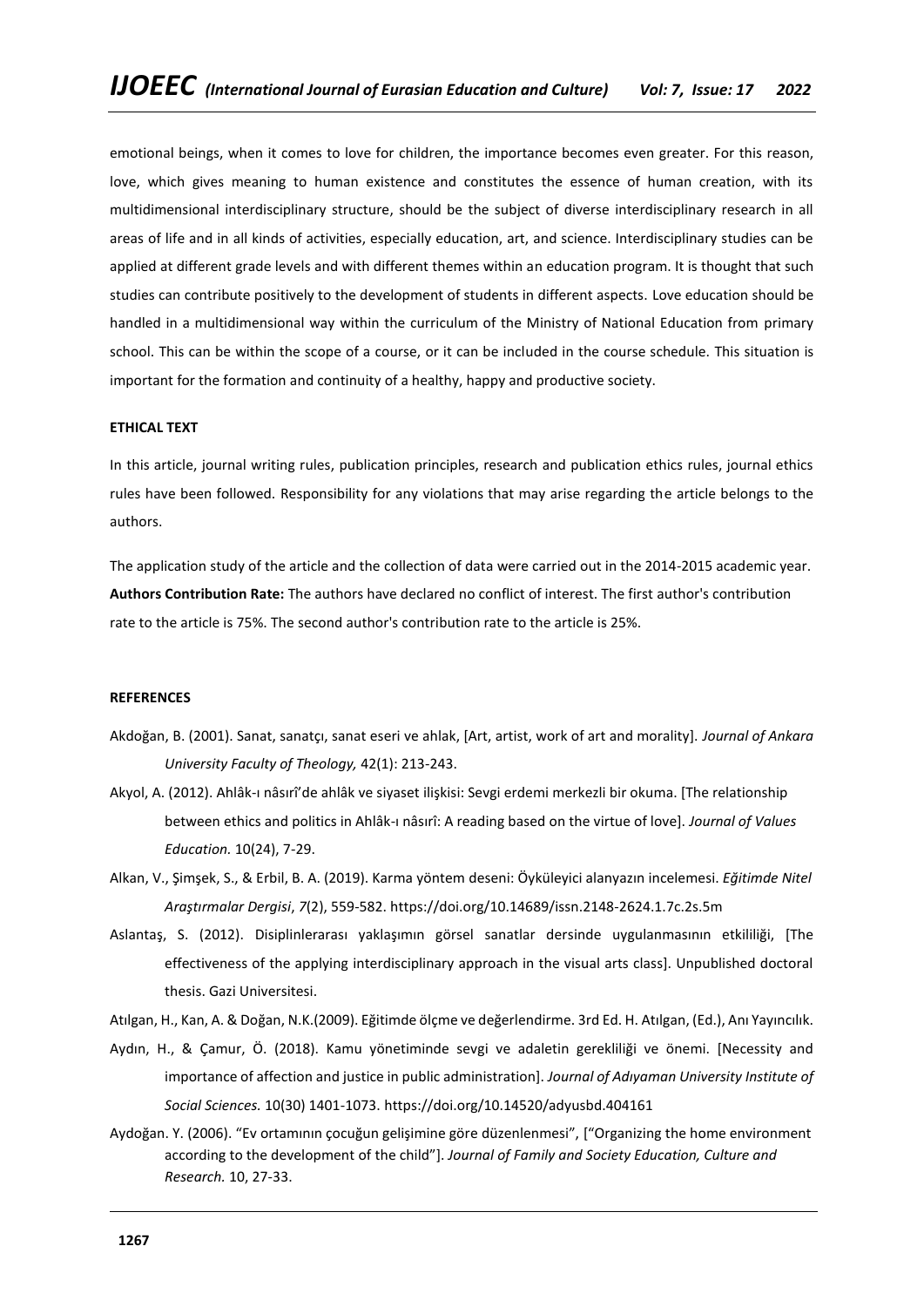emotional beings, when it comes to love for children, the importance becomes even greater. For this reason, love, which gives meaning to human existence and constitutes the essence of human creation, with its multidimensional interdisciplinary structure, should be the subject of diverse interdisciplinary research in all areas of life and in all kinds of activities, especially education, art, and science. Interdisciplinary studies can be applied at different grade levels and with different themes within an education program. It is thought that such studies can contribute positively to the development of students in different aspects. Love education should be handled in a multidimensional way within the curriculum of the Ministry of National Education from primary school. This can be within the scope of a course, or it can be included in the course schedule. This situation is important for the formation and continuity of a healthy, happy and productive society.

**ETHICAL TEXT**

In this article, journal writing rules, publication principles, research and publication ethics rules, journal ethics rules have been followed. Responsibility for any violations that may arise regarding the article belongs to the authors.

The application study of the article and the collection of data were carried out in the 2014-2015 academic year.
**Authors Contribution Rate:** The authors have declared no conflict of interest. The first author's contribution rate to the article is 75%. The second author's contribution rate to the article is 25%.

**REFERENCES**

Akdoğan, B. (2001). Sanat, sanatçı, sanat eseri ve ahlak, [Art, artist, work of art and morality]. *Journal of Ankara University Faculty of Theology,* 42(1): 213-243.

Akyol, A. (2012). Ahlâk-ı nâsırî'de ahlâk ve siyaset ilişkisi: Sevgi erdemi merkezli bir okuma. [The relationship between ethics and politics in Ahlâk-ı nâsırî: A reading based on the virtue of love]. *Journal of Values Education.* 10(24), 7-29.

Alkan, V., Şimşek, S., & Erbil, B. A. (2019). Karma yöntem deseni: Öyküleyici alanyazın incelemesi. *Eğitimde Nitel Araştırmalar Dergisi*, *7*(2), 559-582. https://doi.org/10.14689/issn.2148-2624.1.7c.2s.5m

Aslantaş, S. (2012). Disiplinlerarası yaklaşımın görsel sanatlar dersinde uygulanmasının etkililiği, [The effectiveness of the applying interdisciplinary approach in the visual arts class]. Unpublished doctoral thesis. Gazi Universitesi.

Atılgan, H., Kan, A. & Doğan, N.K.(2009). Eğitimde ölçme ve değerlendirme. 3rd Ed. H. Atılgan, (Ed.), Anı Yayıncılık.

Aydın, H., & Çamur, Ö. (2018). Kamu yönetiminde sevgi ve adaletin gerekliliği ve önemi. [Necessity and importance of affection and justice in public administration]. *Journal of Adıyaman University Institute of Social Sciences.* 10(30) 1401-1073. https://doi.org/10.14520/adyusbd.404161

Aydoğan. Y. (2006). "Ev ortamının çocuğun gelişimine göre düzenlenmesi", ["Organizing the home environment according to the development of the child"]. *Journal of Family and Society Education, Culture and Research.* 10, 27-33.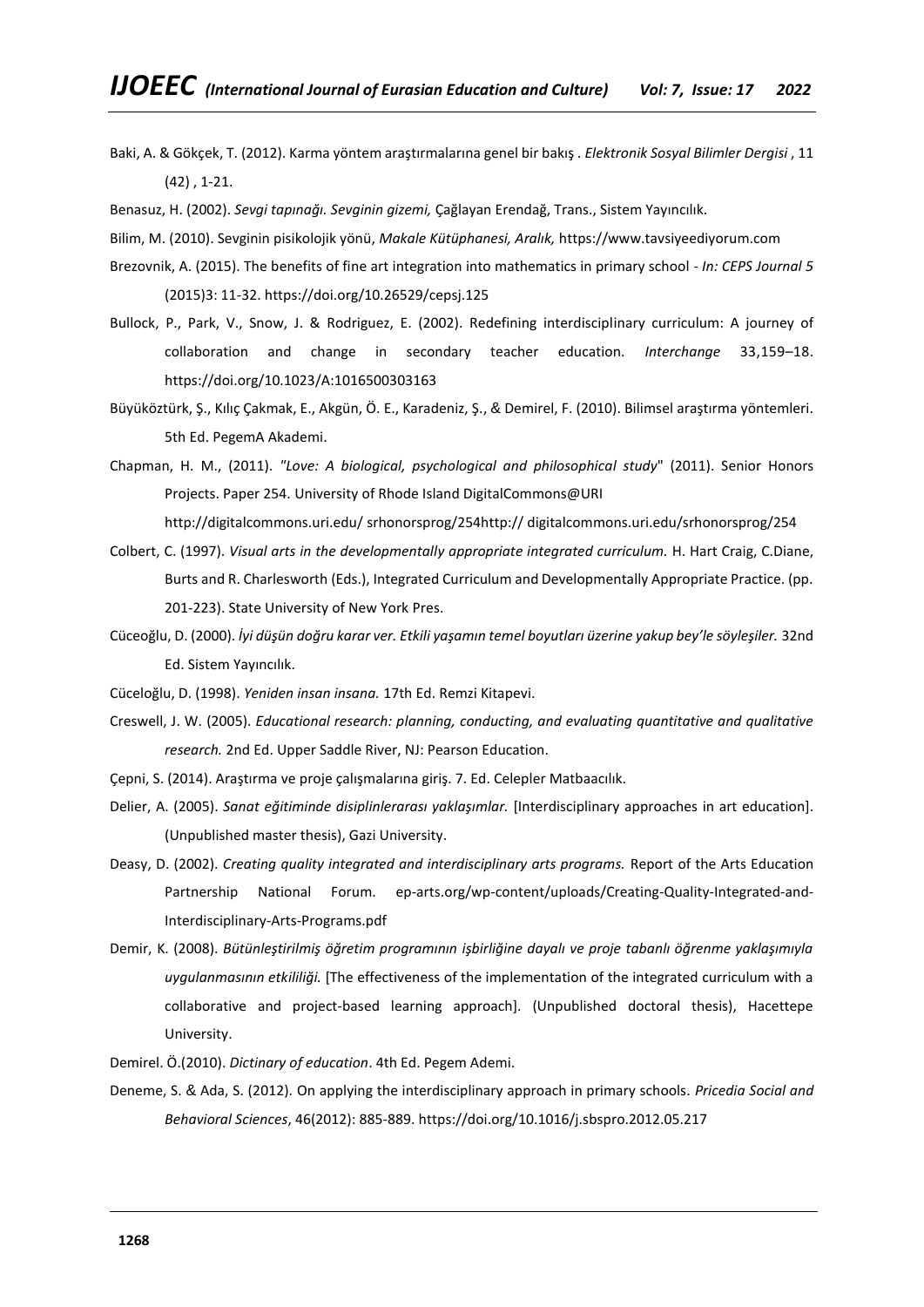Baki, A. & Gökçek, T. (2012). Karma yöntem araştırmalarına genel bir bakış . *Elektronik Sosyal Bilimler Dergisi* , 11 (42) , 1-21.

Benasuz, H. (2002). *Sevgi tapınağı. Sevginin gizemi,* Çağlayan Erendağ, Trans., Sistem Yayıncılık.

Bilim, M. (2010). Sevginin pisikolojik yönü, *Makale Kütüphanesi, Aralık,* https://www.tavsiyeediyorum.com

Brezovnik, A. (2015). The benefits of fine art integration into mathematics in primary school - *In: CEPS Journal 5* (2015)3: 11-32. https://doi.org/10.26529/cepsj.125

Bullock, P., Park, V., Snow, J. & Rodriguez, E. (2002). Redefining interdisciplinary curriculum: A journey of collaboration and change in secondary teacher education. *Interchange* 33,159–18. https://doi.org/10.1023/A:1016500303163

Büyüköztürk, Ş., Kılıç Çakmak, E., Akgün, Ö. E., Karadeniz, Ş., & Demirel, F. (2010). Bilimsel araştırma yöntemleri. 5th Ed. PegemA Akademi.

Chapman, H. M., (2011). *"Love: A biological, psychological and philosophical study*" (2011). Senior Honors Projects. Paper 254. University of Rhode Island DigitalCommons@URI http://digitalcommons.uri.edu/ srhonorsprog/254http:// digitalcommons.uri.edu/srhonorsprog/254

Colbert, C. (1997). *Visual arts in the developmentally appropriate integrated curriculum.* H. Hart Craig, C.Diane, Burts and R. Charlesworth (Eds.), Integrated Curriculum and Developmentally Appropriate Practice. (pp. 201-223). State University of New York Pres.

Cüceoğlu, D. (2000). *İyi düşün doğru karar ver. Etkili yaşamın temel boyutları üzerine yakup bey'le söyleşiler.* 32nd Ed. Sistem Yayıncılık.

Cüceloğlu, D. (1998). *Yeniden insan insana.* 17th Ed. Remzi Kitapevi.

Creswell, J. W. (2005). *Educational research: planning, conducting, and evaluating quantitative and qualitative research.* 2nd Ed. Upper Saddle River, NJ: Pearson Education.

Çepni, S. (2014). Araştırma ve proje çalışmalarına giriş. 7. Ed. Celepler Matbaacılık.

Delier, A. (2005). *Sanat eğitiminde disiplinlerarası yaklaşımlar.* [Interdisciplinary approaches in art education]. (Unpublished master thesis), Gazi University.

Deasy, D. (2002). *Creating quality integrated and interdisciplinary arts programs.* Report of the Arts Education Partnership National Forum. ep-arts.org/wp-content/uploads/Creating-Quality-Integrated-and-Interdisciplinary-Arts-Programs.pdf

Demir, K. (2008). *Bütünleştirilmiş öğretim programının işbirliğine dayalı ve proje tabanlı öğrenme yaklaşımıyla uygulanmasının etkililiği.* [The effectiveness of the implementation of the integrated curriculum with a collaborative and project-based learning approach]. (Unpublished doctoral thesis), Hacettepe University.

Demirel. Ö.(2010). *Dictinary of education*. 4th Ed. Pegem Ademi.

Deneme, S. & Ada, S. (2012). On applying the interdisciplinary approach in primary schools. *Pricedia Social and Behavioral Sciences*, 46(2012): 885-889. https://doi.org/10.1016/j.sbspro.2012.05.217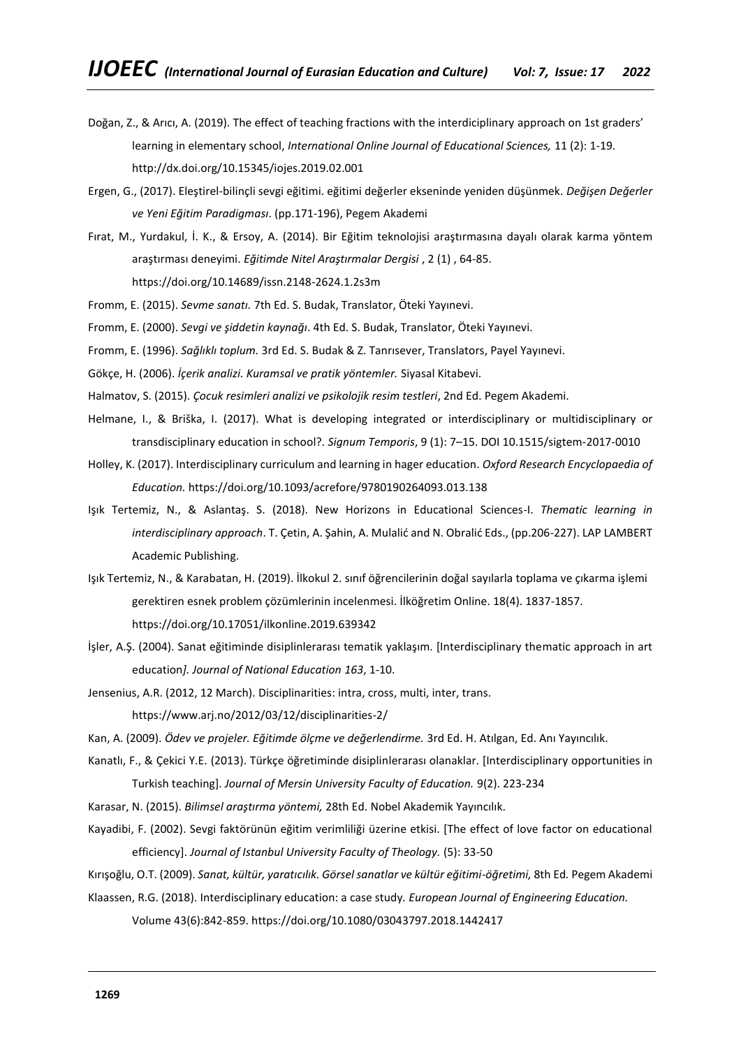Doğan, Z., & Arıcı, A. (2019). The effect of teaching fractions with the interdiciplinary approach on 1st graders' learning in elementary school, *International Online Journal of Educational Sciences,* 11 (2): 1-19. http://dx.doi.org/10.15345/iojes.2019.02.001

Ergen, G., (2017). Eleştirel-bilinçli sevgi eğitimi. eğitimi değerler ekseninde yeniden düşünmek. *Değişen Değerler ve Yeni Eğitim Paradigması*. (pp.171-196), Pegem Akademi

Fırat, M., Yurdakul, İ. K., & Ersoy, A. (2014). Bir Eğitim teknolojisi araştırmasına dayalı olarak karma yöntem araştırması deneyimi. *Eğitimde Nitel Araştırmalar Dergisi* , 2 (1) , 64-85. https://doi.org/10.14689/issn.2148-2624.1.2s3m

Fromm, E. (2015). *Sevme sanatı.* 7th Ed. S. Budak, Translator, Öteki Yayınevi.

Fromm, E. (2000). *Sevgi ve şiddetin kaynağı*. 4th Ed. S. Budak, Translator, Öteki Yayınevi.

Fromm, E. (1996). *Sağlıklı toplum.* 3rd Ed. S. Budak & Z. Tanrısever, Translators, Payel Yayınevi.

Gökçe, H. (2006). *İçerik analizi. Kuramsal ve pratik yöntemler.* Siyasal Kitabevi.

Halmatov, S. (2015). *Çocuk resimleri analizi ve psikolojik resim testleri*, 2nd Ed. Pegem Akademi.

Helmane, I., & Briška, I. (2017). What is developing integrated or interdisciplinary or multidisciplinary or transdisciplinary education in school?. *Signum Temporis*, 9 (1): 7–15. DOI 10.1515/sigtem-2017-0010

Holley, K. (2017). Interdisciplinary curriculum and learning in hager education. *Oxford Research Encyclopaedia of Education.* https://doi.org/10.1093/acrefore/9780190264093.013.138

Işık Tertemiz, N., & Aslantaş. S. (2018). New Horizons in Educational Sciences-I. *Thematic learning in interdisciplinary approach*. T. Çetin, A. Şahin, A. Mulalić and N. Obralić Eds., (pp.206-227). LAP LAMBERT Academic Publishing.

Işık Tertemiz, N., & Karabatan, H. (2019). İlkokul 2. sınıf öğrencilerinin doğal sayılarla toplama ve çıkarma işlemi gerektiren esnek problem çözümlerinin incelenmesi. İlköğretim Online. 18(4). 1837-1857. https://doi.org/10.17051/ilkonline.2019.639342

İşler, A.Ş. (2004). Sanat eğitiminde disiplinlerarası tematik yaklaşım. [Interdisciplinary thematic approach in art education*]. Journal of National Education 163*, 1-10.

Jensenius, A.R. (2012, 12 March). Disciplinarities: intra, cross, multi, inter, trans. https://www.arj.no/2012/03/12/disciplinarities-2/

Kan, A. (2009). *Ödev ve projeler. Eğitimde ölçme ve değerlendirme.* 3rd Ed. H. Atılgan, Ed. Anı Yayıncılık.

Kanatlı, F., & Çekici Y.E. (2013). Türkçe öğretiminde disiplinlerarası olanaklar. [Interdisciplinary opportunities in Turkish teaching]. *Journal of Mersin University Faculty of Education.* 9(2). 223-234

Karasar, N. (2015). *Bilimsel araştırma yöntemi,* 28th Ed. Nobel Akademik Yayıncılık.

Kayadibi, F. (2002). Sevgi faktörünün eğitim verimliliği üzerine etkisi. [The effect of love factor on educational efficiency]. *Journal of Istanbul University Faculty of Theology.* (5): 33-50

Kırışoğlu, O.T. (2009). *Sanat, kültür, yaratıcılık. Görsel sanatlar ve kültür eğitimi-öğretimi,* 8th Ed. Pegem Akademi

Klaassen, R.G. (2018). Interdisciplinary education: a case study. *European Journal of Engineering Education.* Volume 43(6):842-859. https://doi.org/10.1080/03043797.2018.1442417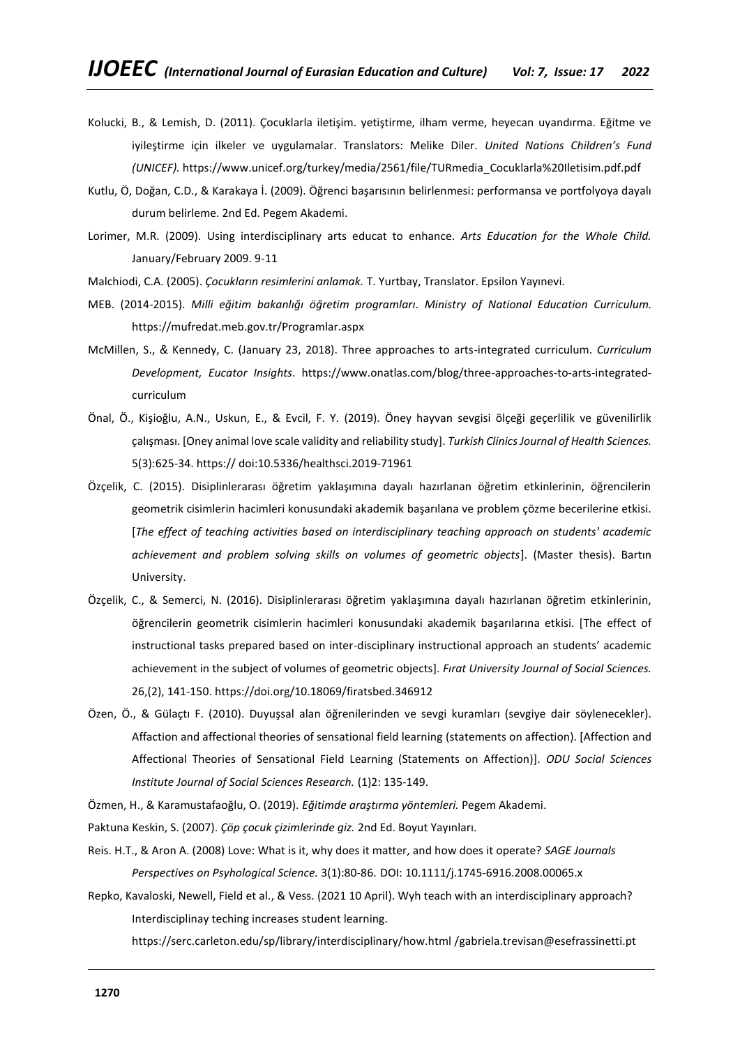Kolucki, B., & Lemish, D. (2011). Çocuklarla iletişim. yetiştirme, ilham verme, heyecan uyandırma. Eğitme ve iyileştirme için ilkeler ve uygulamalar. Translators: Melike Diler. *United Nations Children's Fund (UNICEF).* https://www.unicef.org/turkey/media/2561/file/TURmedia_Cocuklarla%20Iletisim.pdf.pdf

Kutlu, Ö, Doğan, C.D., & Karakaya İ. (2009). Öğrenci başarısının belirlenmesi: performansa ve portfolyoya dayalı durum belirleme. 2nd Ed. Pegem Akademi.

Lorimer, M.R. (2009). Using interdisciplinary arts educat to enhance. *Arts Education for the Whole Child.* January/February 2009. 9-11

Malchiodi, C.A. (2005). *Çocukların resimlerini anlamak.* T. Yurtbay, Translator. Epsilon Yayınevi.

MEB. (2014-2015). *Milli eğitim bakanlığı öğretim programları*. *Ministry of National Education Curriculum.* https://mufredat.meb.gov.tr/Programlar.aspx

McMillen, S., & Kennedy, C. (January 23, 2018). Three approaches to arts-integrated curriculum. *Curriculum Development, Eucator Insights*. https://www.onatlas.com/blog/three-approaches-to-arts-integrated-curriculum

Önal, Ö., Kişioğlu, A.N., Uskun, E., & Evcil, F. Y. (2019). Öney hayvan sevgisi ölçeği geçerlilik ve güvenilirlik çalışması. [Oney animal love scale validity and reliability study]. *Turkish Clinics Journal of Health Sciences.* 5(3):625-34. https:// doi:10.5336/healthsci.2019-71961

Özçelik, C. (2015). Disiplinlerarası öğretim yaklaşımına dayalı hazırlanan öğretim etkinlerinin, öğrencilerin geometrik cisimlerin hacimleri konusundaki akademik başarılana ve problem çözme becerilerine etkisi. [*The effect of teaching activities based on interdisciplinary teaching approach on students' academic achievement and problem solving skills on volumes of geometric objects*]. (Master thesis). Bartın University.

Özçelik, C., & Semerci, N. (2016). Disiplinlerarası öğretim yaklaşımına dayalı hazırlanan öğretim etkinlerinin, öğrencilerin geometrik cisimlerin hacimleri konusundaki akademik başarılarına etkisi. [The effect of instructional tasks prepared based on inter-disciplinary instructional approach an students' academic achievement in the subject of volumes of geometric objects]. *Fırat University Journal of Social Sciences.* 26,(2), 141-150. https://doi.org/10.18069/firatsbed.346912

Özen, Ö., & Gülaçtı F. (2010). Duyuşsal alan öğrenilerinden ve sevgi kuramları (sevgiye dair söylenecekler). Affaction and affectional theories of sensational field learning (statements on affection). [Affection and Affectional Theories of Sensational Field Learning (Statements on Affection)]. *ODU Social Sciences Institute Journal of Social Sciences Research.* (1)2: 135-149.

Özmen, H., & Karamustafaoğlu, O. (2019). *Eğitimde araştırma yöntemleri.* Pegem Akademi.

Paktuna Keskin, S. (2007). *Çöp çocuk çizimlerinde giz.* 2nd Ed. Boyut Yayınları.

Reis. H.T., & Aron A. (2008) Love: What is it, why does it matter, and how does it operate? *SAGE Journals Perspectives on Psychological Science.* 3(1):80-86. DOI: 10.1111/j.1745-6916.2008.00065.x

Repko, Kavaloski, Newell, Field et al., & Vess. (2021 10 April). Wyh teach with an interdisciplinary approach? Interdisciplinay teching increases student learning. https://serc.carleton.edu/sp/library/interdisciplinary/how.html /gabriela.trevisan@esefrassinetti.pt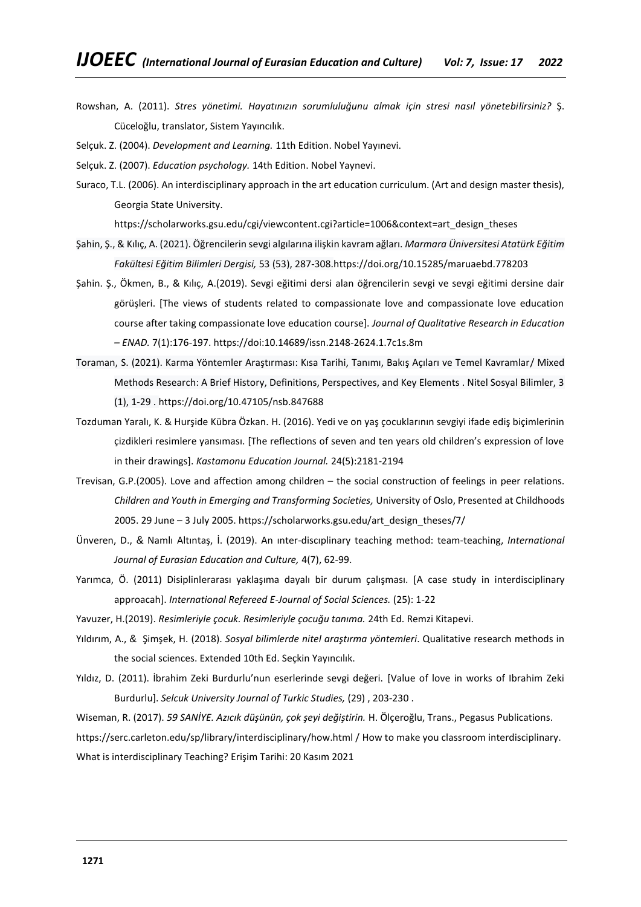Rowshan, A. (2011). *Stres yönetimi. Hayatınızın sorumluluğunu almak için stresi nasıl yönetebilirsiniz?* Ş. Cüceloğlu, translator, Sistem Yayıncılık.

Selçuk. Z. (2004). *Development and Learning.* 11th Edition. Nobel Yayınevi.

Selçuk. Z. (2007). *Education psychology.* 14th Edition. Nobel Yaynevi.

Suraco, T.L. (2006). An interdisciplinary approach in the art education curriculum. (Art and design master thesis), Georgia State University. https://scholarworks.gsu.edu/cgi/viewcontent.cgi?article=1006&context=art_design_theses

Şahin, Ş., & Kılıç, A. (2021). Öğrencilerin sevgi algılarına ilişkin kavram ağları. *Marmara Üniversitesi Atatürk Eğitim Fakültesi Eğitim Bilimleri Dergisi,* 53 (53), 287-308.https://doi.org/10.15285/maruaebd.778203

Şahin. Ş., Ökmen, B., & Kılıç, A.(2019). Sevgi eğitimi dersi alan öğrencilerin sevgi ve sevgi eğitimi dersine dair görüşleri. [The views of students related to compassionate love and compassionate love education course after taking compassionate love education course]. *Journal of Qualitative Research in Education – ENAD.* 7(1):176-197. https://doi:10.14689/issn.2148-2624.1.7c1s.8m

Toraman, S. (2021). Karma Yöntemler Araştırması: Kısa Tarihi, Tanımı, Bakış Açıları ve Temel Kavramlar/ Mixed Methods Research: A Brief History, Definitions, Perspectives, and Key Elements . Nitel Sosyal Bilimler, 3 (1), 1-29 . https://doi.org/10.47105/nsb.847688

Tozduman Yaralı, K. & Hurşide Kübra Özkan. H. (2016). Yedi ve on yaş çocuklarının sevgiyi ifade ediş biçimlerinin çizdikleri resimlere yansıması. [The reflections of seven and ten years old children's expression of love in their drawings]. *Kastamonu Education Journal.* 24(5):2181-2194

Trevisan, G.P.(2005). Love and affection among children – the social construction of feelings in peer relations. *Children and Youth in Emerging and Transforming Societies,* University of Oslo, Presented at Childhoods 2005. 29 June – 3 July 2005. https://scholarworks.gsu.edu/art_design_theses/7/

Ünveren, D., & Namlı Altıntaş, İ. (2019). An ınter-discıplinary teaching method: team-teaching, *International Journal of Eurasian Education and Culture,* 4(7), 62-99.

Yarımca, Ö. (2011) Disiplinlerarası yaklaşıma dayalı bir durum çalışması. [A case study in interdisciplinary approacah]. *International Refereed E-Journal of Social Sciences.* (25): 1-22

Yavuzer, H.(2019). *Resimleriyle çocuk. Resimleriyle çocuğu tanıma.* 24th Ed. Remzi Kitapevi.

Yıldırım, A., & Şimşek, H. (2018). *Sosyal bilimlerde nitel araştırma yöntemleri*. Qualitative research methods in the social sciences. Extended 10th Ed. Seçkin Yayıncılık.

Yıldız, D. (2011). İbrahim Zeki Burdurlu'nun eserlerinde sevgi değeri. [Value of love in works of Ibrahim Zeki Burdurlu]. *Selcuk University Journal of Turkic Studies,* (29) , 203-230 .

Wiseman, R. (2017). *59 SANİYE. Azıcık düşünün, çok şeyi değiştirin.* H. Ölçeroğlu, Trans., Pegasus Publications.

https://serc.carleton.edu/sp/library/interdisciplinary/how.html / How to make you classroom interdisciplinary. What is interdisciplinary Teaching? Erişim Tarihi: 20 Kasım 2021